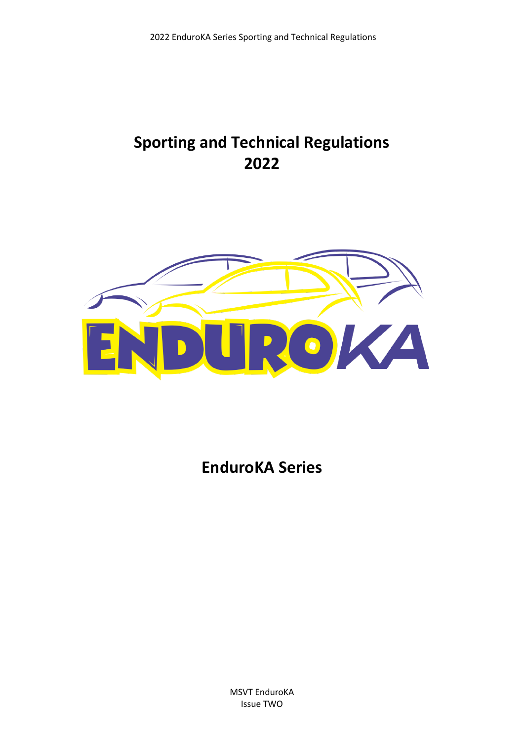# Sporting and Technical Regulations 2022

## EnduroKA Series

MSVT EnduroKA
Issue TWO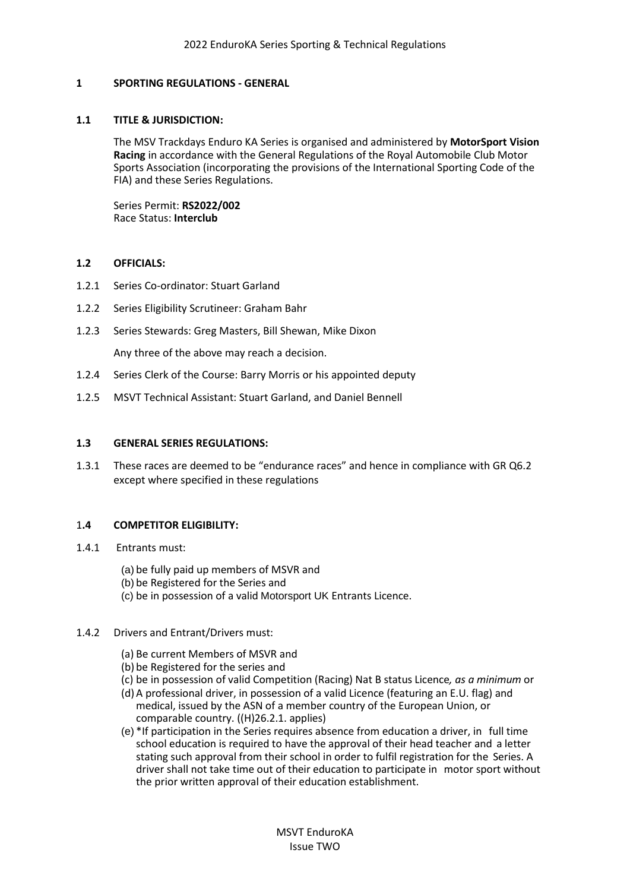## 1 SPORTING REGULATIONS - GENERAL

### 1.1 TITLE & JURISDICTION:

The MSV Trackdays Enduro KA Series is organised and administered by **MotorSport Vision Racing** in accordance with the General Regulations of the Royal Automobile Club Motor Sports Association (incorporating the provisions of the International Sporting Code of the FIA) and these Series Regulations.

Series Permit: **RS2022/002**
Race Status: **Interclub**

### 1.2 OFFICIALS:

1.2.1 Series Co-ordinator: Stuart Garland

1.2.2 Series Eligibility Scrutineer: Graham Bahr

1.2.3 Series Stewards: Greg Masters, Bill Shewan, Mike Dixon

Any three of the above may reach a decision.

1.2.4 Series Clerk of the Course: Barry Morris or his appointed deputy

1.2.5 MSVT Technical Assistant: Stuart Garland, and Daniel Bennell

### 1.3 GENERAL SERIES REGULATIONS:

1.3.1 These races are deemed to be "endurance races" and hence in compliance with GR Q6.2 except where specified in these regulations

### 1.4 COMPETITOR ELIGIBILITY:

1.4.1 Entrants must:

(a) be fully paid up members of MSVR and
(b) be Registered for the Series and
(c) be in possession of a valid Motorsport UK Entrants Licence.

1.4.2 Drivers and Entrant/Drivers must:

(a) Be current Members of MSVR and
(b) be Registered for the series and
(c) be in possession of valid Competition (Racing) Nat B status Licence*, as a minimum* or
(d) A professional driver, in possession of a valid Licence (featuring an E.U. flag) and medical, issued by the ASN of a member country of the European Union, or comparable country. ((H)26.2.1. applies)
(e) *If participation in the Series requires absence from education a driver, in full time school education is required to have the approval of their head teacher and a letter stating such approval from their school in order to fulfil registration for the Series. A driver shall not take time out of their education to participate in motor sport without the prior written approval of their education establishment.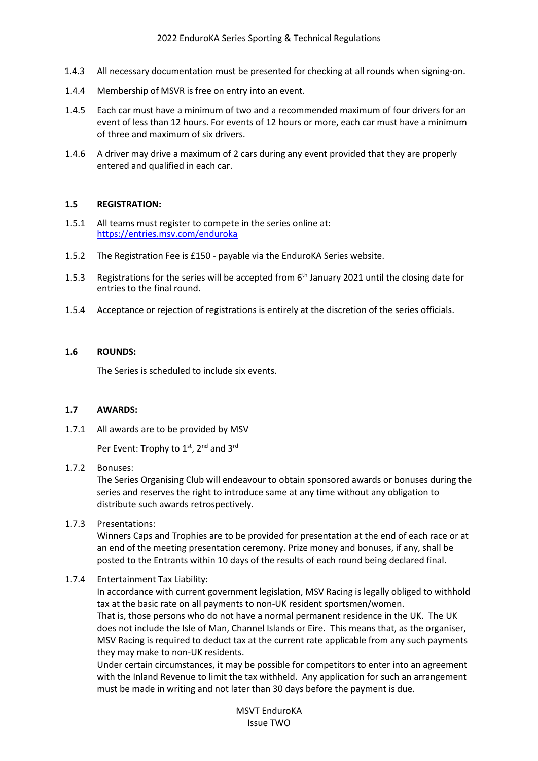1.4.3 All necessary documentation must be presented for checking at all rounds when signing-on.

1.4.4 Membership of MSVR is free on entry into an event.

1.4.5 Each car must have a minimum of two and a recommended maximum of four drivers for an event of less than 12 hours. For events of 12 hours or more, each car must have a minimum of three and maximum of six drivers.

1.4.6 A driver may drive a maximum of 2 cars during any event provided that they are properly entered and qualified in each car.

### 1.5 REGISTRATION:

1.5.1 All teams must register to compete in the series online at: https://entries.msv.com/enduroka

1.5.2 The Registration Fee is £150 - payable via the EnduroKA Series website.

1.5.3 Registrations for the series will be accepted from 6th January 2021 until the closing date for entries to the final round.

1.5.4 Acceptance or rejection of registrations is entirely at the discretion of the series officials.

### 1.6 ROUNDS:

The Series is scheduled to include six events.

### 1.7 AWARDS:

1.7.1 All awards are to be provided by MSV

Per Event: Trophy to 1st, 2nd and 3rd

1.7.2 Bonuses:
The Series Organising Club will endeavour to obtain sponsored awards or bonuses during the series and reserves the right to introduce same at any time without any obligation to distribute such awards retrospectively.

1.7.3 Presentations:
Winners Caps and Trophies are to be provided for presentation at the end of each race or at an end of the meeting presentation ceremony. Prize money and bonuses, if any, shall be posted to the Entrants within 10 days of the results of each round being declared final.

1.7.4 Entertainment Tax Liability:
In accordance with current government legislation, MSV Racing is legally obliged to withhold tax at the basic rate on all payments to non-UK resident sportsmen/women.
That is, those persons who do not have a normal permanent residence in the UK. The UK does not include the Isle of Man, Channel Islands or Eire. This means that, as the organiser, MSV Racing is required to deduct tax at the current rate applicable from any such payments they may make to non-UK residents.
Under certain circumstances, it may be possible for competitors to enter into an agreement with the Inland Revenue to limit the tax withheld. Any application for such an arrangement must be made in writing and not later than 30 days before the payment is due.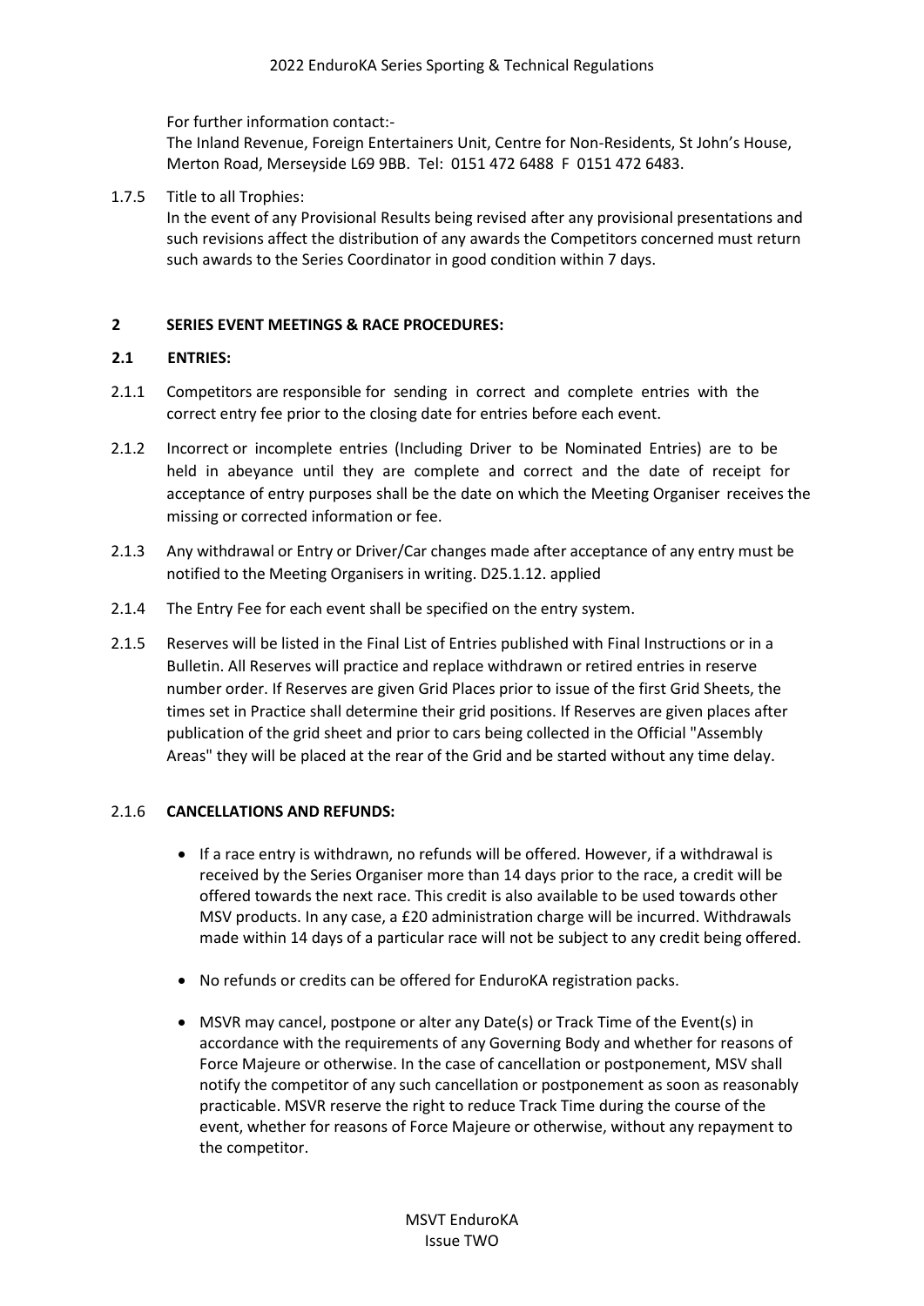For further information contact:-
The Inland Revenue, Foreign Entertainers Unit, Centre for Non-Residents, St John's House, Merton Road, Merseyside L69 9BB. Tel: 0151 472 6488 F 0151 472 6483.

1.7.5 Title to all Trophies:
In the event of any Provisional Results being revised after any provisional presentations and such revisions affect the distribution of any awards the Competitors concerned must return such awards to the Series Coordinator in good condition within 7 days.

## 2 SERIES EVENT MEETINGS & RACE PROCEDURES:

### 2.1 ENTRIES:

2.1.1 Competitors are responsible for sending in correct and complete entries with the correct entry fee prior to the closing date for entries before each event.

2.1.2 Incorrect or incomplete entries (Including Driver to be Nominated Entries) are to be held in abeyance until they are complete and correct and the date of receipt for acceptance of entry purposes shall be the date on which the Meeting Organiser receives the missing or corrected information or fee.

2.1.3 Any withdrawal or Entry or Driver/Car changes made after acceptance of any entry must be notified to the Meeting Organisers in writing. D25.1.12. applied

2.1.4 The Entry Fee for each event shall be specified on the entry system.

2.1.5 Reserves will be listed in the Final List of Entries published with Final Instructions or in a Bulletin. All Reserves will practice and replace withdrawn or retired entries in reserve number order. If Reserves are given Grid Places prior to issue of the first Grid Sheets, the times set in Practice shall determine their grid positions. If Reserves are given places after publication of the grid sheet and prior to cars being collected in the Official "Assembly Areas" they will be placed at the rear of the Grid and be started without any time delay.

2.1.6 **CANCELLATIONS AND REFUNDS:**

- If a race entry is withdrawn, no refunds will be offered. However, if a withdrawal is received by the Series Organiser more than 14 days prior to the race, a credit will be offered towards the next race. This credit is also available to be used towards other MSV products. In any case, a £20 administration charge will be incurred. Withdrawals made within 14 days of a particular race will not be subject to any credit being offered.

- No refunds or credits can be offered for EnduroKA registration packs.

- MSVR may cancel, postpone or alter any Date(s) or Track Time of the Event(s) in accordance with the requirements of any Governing Body and whether for reasons of Force Majeure or otherwise. In the case of cancellation or postponement, MSV shall notify the competitor of any such cancellation or postponement as soon as reasonably practicable. MSVR reserve the right to reduce Track Time during the course of the event, whether for reasons of Force Majeure or otherwise, without any repayment to the competitor.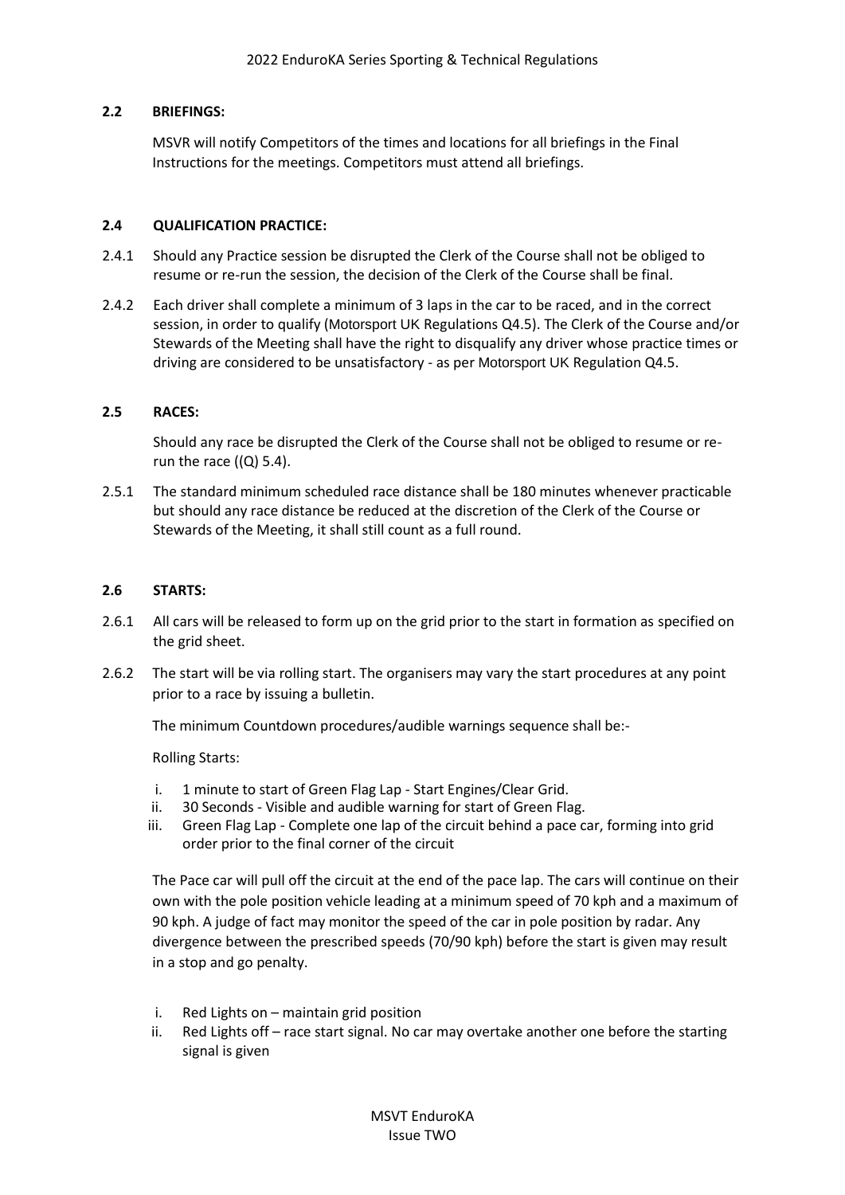### 2.2 BRIEFINGS:

MSVR will notify Competitors of the times and locations for all briefings in the Final Instructions for the meetings. Competitors must attend all briefings.

### 2.4 QUALIFICATION PRACTICE:

2.4.1 Should any Practice session be disrupted the Clerk of the Course shall not be obliged to resume or re-run the session, the decision of the Clerk of the Course shall be final.

2.4.2 Each driver shall complete a minimum of 3 laps in the car to be raced, and in the correct session, in order to qualify (Motorsport UK Regulations Q4.5). The Clerk of the Course and/or Stewards of the Meeting shall have the right to disqualify any driver whose practice times or driving are considered to be unsatisfactory - as per Motorsport UK Regulation Q4.5.

### 2.5 RACES:

Should any race be disrupted the Clerk of the Course shall not be obliged to resume or re-run the race ((Q) 5.4).

2.5.1 The standard minimum scheduled race distance shall be 180 minutes whenever practicable but should any race distance be reduced at the discretion of the Clerk of the Course or Stewards of the Meeting, it shall still count as a full round.

### 2.6 STARTS:

2.6.1 All cars will be released to form up on the grid prior to the start in formation as specified on the grid sheet.

2.6.2 The start will be via rolling start. The organisers may vary the start procedures at any point prior to a race by issuing a bulletin.

The minimum Countdown procedures/audible warnings sequence shall be:-

Rolling Starts:

i. 1 minute to start of Green Flag Lap - Start Engines/Clear Grid.
ii. 30 Seconds - Visible and audible warning for start of Green Flag.
iii. Green Flag Lap - Complete one lap of the circuit behind a pace car, forming into grid order prior to the final corner of the circuit

The Pace car will pull off the circuit at the end of the pace lap. The cars will continue on their own with the pole position vehicle leading at a minimum speed of 70 kph and a maximum of 90 kph. A judge of fact may monitor the speed of the car in pole position by radar. Any divergence between the prescribed speeds (70/90 kph) before the start is given may result in a stop and go penalty.

i. Red Lights on – maintain grid position
ii. Red Lights off – race start signal. No car may overtake another one before the starting signal is given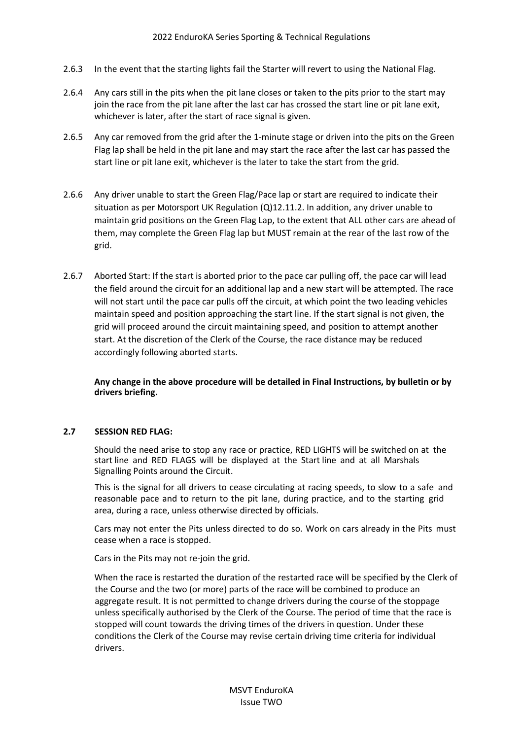2.6.3 In the event that the starting lights fail the Starter will revert to using the National Flag.

2.6.4 Any cars still in the pits when the pit lane closes or taken to the pits prior to the start may join the race from the pit lane after the last car has crossed the start line or pit lane exit, whichever is later, after the start of race signal is given.

2.6.5 Any car removed from the grid after the 1-minute stage or driven into the pits on the Green Flag lap shall be held in the pit lane and may start the race after the last car has passed the start line or pit lane exit, whichever is the later to take the start from the grid.

2.6.6 Any driver unable to start the Green Flag/Pace lap or start are required to indicate their situation as per Motorsport UK Regulation (Q)12.11.2. In addition, any driver unable to maintain grid positions on the Green Flag Lap, to the extent that ALL other cars are ahead of them, may complete the Green Flag lap but MUST remain at the rear of the last row of the grid.

2.6.7 Aborted Start: If the start is aborted prior to the pace car pulling off, the pace car will lead the field around the circuit for an additional lap and a new start will be attempted. The race will not start until the pace car pulls off the circuit, at which point the two leading vehicles maintain speed and position approaching the start line. If the start signal is not given, the grid will proceed around the circuit maintaining speed, and position to attempt another start. At the discretion of the Clerk of the Course, the race distance may be reduced accordingly following aborted starts.

**Any change in the above procedure will be detailed in Final Instructions, by bulletin or by drivers briefing.**

### 2.7 SESSION RED FLAG:

Should the need arise to stop any race or practice, RED LIGHTS will be switched on at the start line and RED FLAGS will be displayed at the Start line and at all Marshals Signalling Points around the Circuit.

This is the signal for all drivers to cease circulating at racing speeds, to slow to a safe and reasonable pace and to return to the pit lane, during practice, and to the starting grid area, during a race, unless otherwise directed by officials.

Cars may not enter the Pits unless directed to do so. Work on cars already in the Pits must cease when a race is stopped.

Cars in the Pits may not re-join the grid.

When the race is restarted the duration of the restarted race will be specified by the Clerk of the Course and the two (or more) parts of the race will be combined to produce an aggregate result. It is not permitted to change drivers during the course of the stoppage unless specifically authorised by the Clerk of the Course. The period of time that the race is stopped will count towards the driving times of the drivers in question. Under these conditions the Clerk of the Course may revise certain driving time criteria for individual drivers.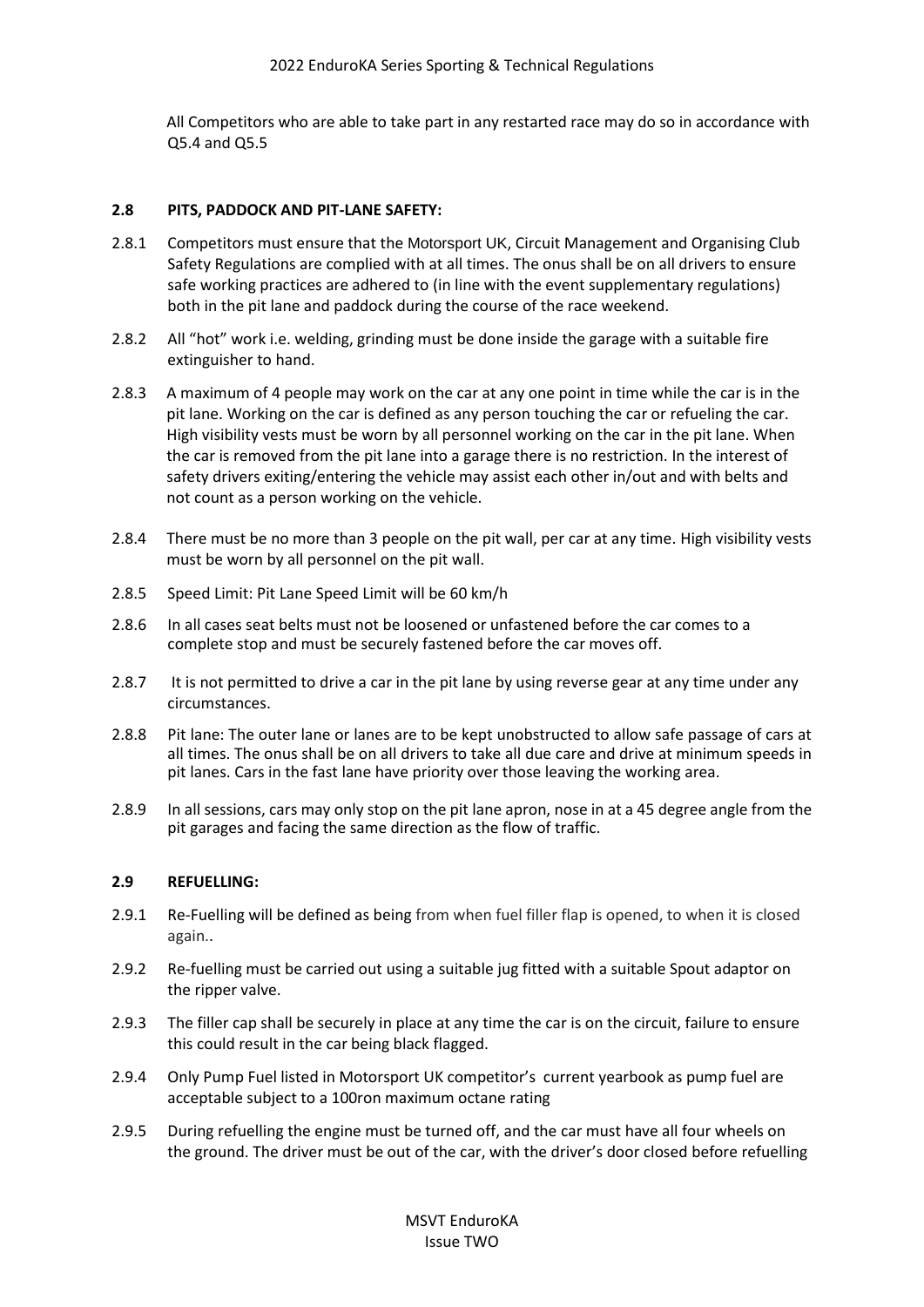All Competitors who are able to take part in any restarted race may do so in accordance with Q5.4 and Q5.5

### 2.8 PITS, PADDOCK AND PIT-LANE SAFETY:

2.8.1 Competitors must ensure that the Motorsport UK, Circuit Management and Organising Club Safety Regulations are complied with at all times. The onus shall be on all drivers to ensure safe working practices are adhered to (in line with the event supplementary regulations) both in the pit lane and paddock during the course of the race weekend.

2.8.2 All "hot" work i.e. welding, grinding must be done inside the garage with a suitable fire extinguisher to hand.

2.8.3 A maximum of 4 people may work on the car at any one point in time while the car is in the pit lane. Working on the car is defined as any person touching the car or refueling the car. High visibility vests must be worn by all personnel working on the car in the pit lane. When the car is removed from the pit lane into a garage there is no restriction. In the interest of safety drivers exiting/entering the vehicle may assist each other in/out and with belts and not count as a person working on the vehicle.

2.8.4 There must be no more than 3 people on the pit wall, per car at any time. High visibility vests must be worn by all personnel on the pit wall.

2.8.5 Speed Limit: Pit Lane Speed Limit will be 60 km/h

2.8.6 In all cases seat belts must not be loosened or unfastened before the car comes to a complete stop and must be securely fastened before the car moves off.

2.8.7 It is not permitted to drive a car in the pit lane by using reverse gear at any time under any circumstances.

2.8.8 Pit lane: The outer lane or lanes are to be kept unobstructed to allow safe passage of cars at all times. The onus shall be on all drivers to take all due care and drive at minimum speeds in pit lanes. Cars in the fast lane have priority over those leaving the working area.

2.8.9 In all sessions, cars may only stop on the pit lane apron, nose in at a 45 degree angle from the pit garages and facing the same direction as the flow of traffic.

### 2.9 REFUELLING:

2.9.1 Re-Fuelling will be defined as being from when fuel filler flap is opened, to when it is closed again..

2.9.2 Re-fuelling must be carried out using a suitable jug fitted with a suitable Spout adaptor on the ripper valve.

2.9.3 The filler cap shall be securely in place at any time the car is on the circuit, failure to ensure this could result in the car being black flagged.

2.9.4 Only Pump Fuel listed in Motorsport UK competitor's current yearbook as pump fuel are acceptable subject to a 100ron maximum octane rating

2.9.5 During refuelling the engine must be turned off, and the car must have all four wheels on the ground. The driver must be out of the car, with the driver's door closed before refuelling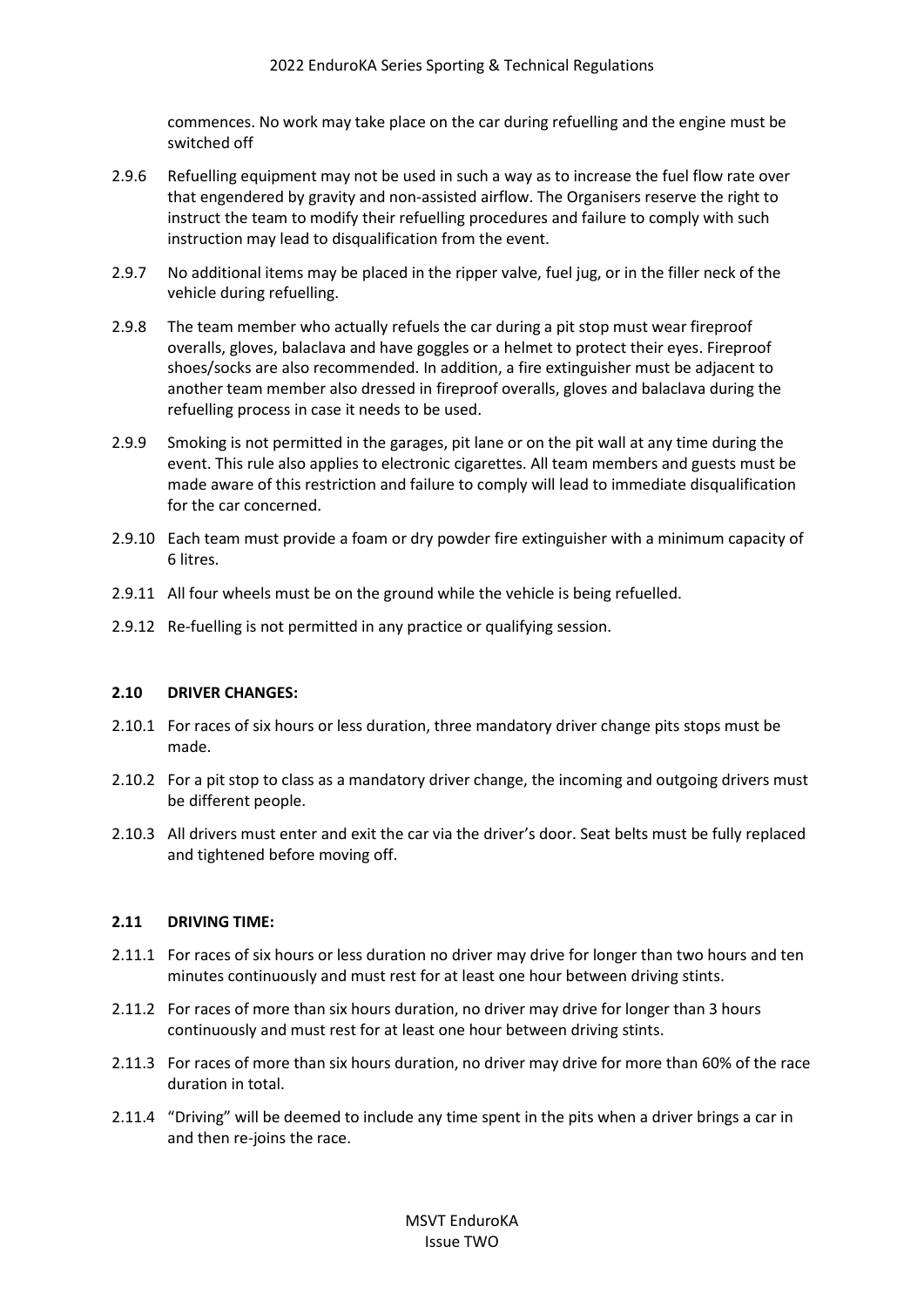commences. No work may take place on the car during refuelling and the engine must be switched off

2.9.6 Refuelling equipment may not be used in such a way as to increase the fuel flow rate over that engendered by gravity and non-assisted airflow. The Organisers reserve the right to instruct the team to modify their refuelling procedures and failure to comply with such instruction may lead to disqualification from the event.

2.9.7 No additional items may be placed in the ripper valve, fuel jug, or in the filler neck of the vehicle during refuelling.

2.9.8 The team member who actually refuels the car during a pit stop must wear fireproof overalls, gloves, balaclava and have goggles or a helmet to protect their eyes. Fireproof shoes/socks are also recommended. In addition, a fire extinguisher must be adjacent to another team member also dressed in fireproof overalls, gloves and balaclava during the refuelling process in case it needs to be used.

2.9.9 Smoking is not permitted in the garages, pit lane or on the pit wall at any time during the event. This rule also applies to electronic cigarettes. All team members and guests must be made aware of this restriction and failure to comply will lead to immediate disqualification for the car concerned.

2.9.10 Each team must provide a foam or dry powder fire extinguisher with a minimum capacity of 6 litres.

2.9.11 All four wheels must be on the ground while the vehicle is being refuelled.

2.9.12 Re-fuelling is not permitted in any practice or qualifying session.

### 2.10 DRIVER CHANGES:

2.10.1 For races of six hours or less duration, three mandatory driver change pits stops must be made.

2.10.2 For a pit stop to class as a mandatory driver change, the incoming and outgoing drivers must be different people.

2.10.3 All drivers must enter and exit the car via the driver's door. Seat belts must be fully replaced and tightened before moving off.

### 2.11 DRIVING TIME:

2.11.1 For races of six hours or less duration no driver may drive for longer than two hours and ten minutes continuously and must rest for at least one hour between driving stints.

2.11.2 For races of more than six hours duration, no driver may drive for longer than 3 hours continuously and must rest for at least one hour between driving stints.

2.11.3 For races of more than six hours duration, no driver may drive for more than 60% of the race duration in total.

2.11.4 "Driving" will be deemed to include any time spent in the pits when a driver brings a car in and then re-joins the race.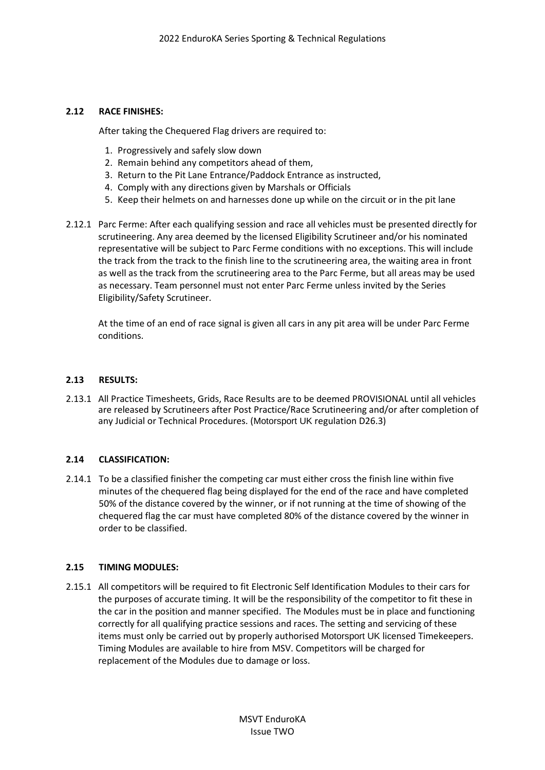## 2.12 RACE FINISHES:

After taking the Chequered Flag drivers are required to:

1. Progressively and safely slow down
2. Remain behind any competitors ahead of them,
3. Return to the Pit Lane Entrance/Paddock Entrance as instructed,
4. Comply with any directions given by Marshals or Officials
5. Keep their helmets on and harnesses done up while on the circuit or in the pit lane

2.12.1 Parc Ferme: After each qualifying session and race all vehicles must be presented directly for scrutineering. Any area deemed by the licensed Eligibility Scrutineer and/or his nominated representative will be subject to Parc Ferme conditions with no exceptions. This will include the track from the track to the finish line to the scrutineering area, the waiting area in front as well as the track from the scrutineering area to the Parc Ferme, but all areas may be used as necessary. Team personnel must not enter Parc Ferme unless invited by the Series Eligibility/Safety Scrutineer.

At the time of an end of race signal is given all cars in any pit area will be under Parc Ferme conditions.

## 2.13 RESULTS:

2.13.1 All Practice Timesheets, Grids, Race Results are to be deemed PROVISIONAL until all vehicles are released by Scrutineers after Post Practice/Race Scrutineering and/or after completion of any Judicial or Technical Procedures. (Motorsport UK regulation D26.3)

## 2.14 CLASSIFICATION:

2.14.1 To be a classified finisher the competing car must either cross the finish line within five minutes of the chequered flag being displayed for the end of the race and have completed 50% of the distance covered by the winner, or if not running at the time of showing of the chequered flag the car must have completed 80% of the distance covered by the winner in order to be classified.

## 2.15 TIMING MODULES:

2.15.1 All competitors will be required to fit Electronic Self Identification Modules to their cars for the purposes of accurate timing. It will be the responsibility of the competitor to fit these in the car in the position and manner specified. The Modules must be in place and functioning correctly for all qualifying practice sessions and races. The setting and servicing of these items must only be carried out by properly authorised Motorsport UK licensed Timekeepers. Timing Modules are available to hire from MSV. Competitors will be charged for replacement of the Modules due to damage or loss.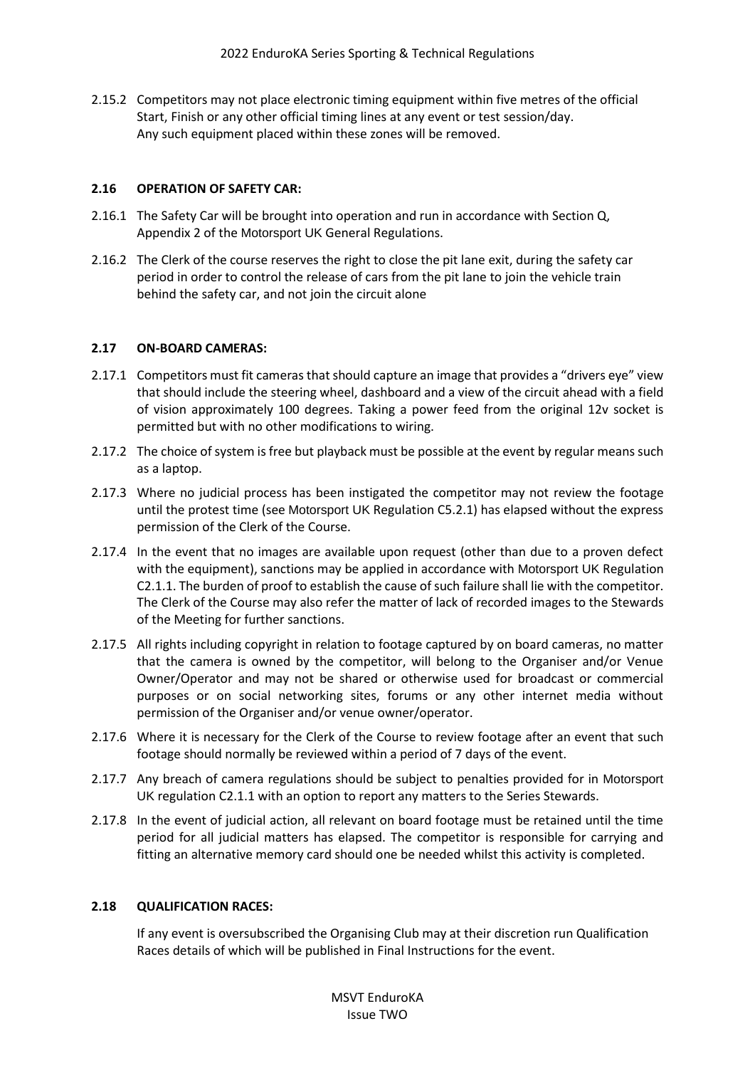2.15.2 Competitors may not place electronic timing equipment within five metres of the official Start, Finish or any other official timing lines at any event or test session/day. Any such equipment placed within these zones will be removed.

### 2.16 OPERATION OF SAFETY CAR:

2.16.1 The Safety Car will be brought into operation and run in accordance with Section Q, Appendix 2 of the Motorsport UK General Regulations.

2.16.2 The Clerk of the course reserves the right to close the pit lane exit, during the safety car period in order to control the release of cars from the pit lane to join the vehicle train behind the safety car, and not join the circuit alone

### 2.17 ON-BOARD CAMERAS:

2.17.1 Competitors must fit cameras that should capture an image that provides a "drivers eye" view that should include the steering wheel, dashboard and a view of the circuit ahead with a field of vision approximately 100 degrees. Taking a power feed from the original 12v socket is permitted but with no other modifications to wiring.

2.17.2 The choice of system is free but playback must be possible at the event by regular means such as a laptop.

2.17.3 Where no judicial process has been instigated the competitor may not review the footage until the protest time (see Motorsport UK Regulation C5.2.1) has elapsed without the express permission of the Clerk of the Course.

2.17.4 In the event that no images are available upon request (other than due to a proven defect with the equipment), sanctions may be applied in accordance with Motorsport UK Regulation C2.1.1. The burden of proof to establish the cause of such failure shall lie with the competitor. The Clerk of the Course may also refer the matter of lack of recorded images to the Stewards of the Meeting for further sanctions.

2.17.5 All rights including copyright in relation to footage captured by on board cameras, no matter that the camera is owned by the competitor, will belong to the Organiser and/or Venue Owner/Operator and may not be shared or otherwise used for broadcast or commercial purposes or on social networking sites, forums or any other internet media without permission of the Organiser and/or venue owner/operator.

2.17.6 Where it is necessary for the Clerk of the Course to review footage after an event that such footage should normally be reviewed within a period of 7 days of the event.

2.17.7 Any breach of camera regulations should be subject to penalties provided for in Motorsport UK regulation C2.1.1 with an option to report any matters to the Series Stewards.

2.17.8 In the event of judicial action, all relevant on board footage must be retained until the time period for all judicial matters has elapsed. The competitor is responsible for carrying and fitting an alternative memory card should one be needed whilst this activity is completed.

### 2.18 QUALIFICATION RACES:

If any event is oversubscribed the Organising Club may at their discretion run Qualification Races details of which will be published in Final Instructions for the event.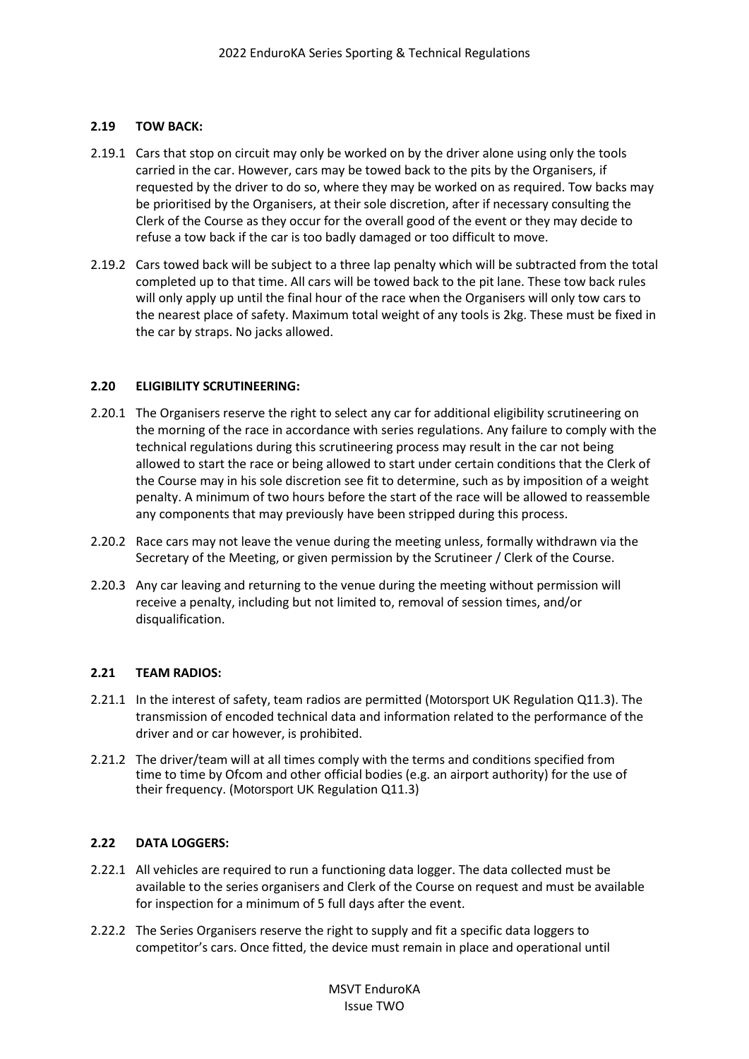### 2.19 TOW BACK:

2.19.1 Cars that stop on circuit may only be worked on by the driver alone using only the tools carried in the car. However, cars may be towed back to the pits by the Organisers, if requested by the driver to do so, where they may be worked on as required. Tow backs may be prioritised by the Organisers, at their sole discretion, after if necessary consulting the Clerk of the Course as they occur for the overall good of the event or they may decide to refuse a tow back if the car is too badly damaged or too difficult to move.

2.19.2 Cars towed back will be subject to a three lap penalty which will be subtracted from the total completed up to that time. All cars will be towed back to the pit lane. These tow back rules will only apply up until the final hour of the race when the Organisers will only tow cars to the nearest place of safety. Maximum total weight of any tools is 2kg. These must be fixed in the car by straps. No jacks allowed.

### 2.20 ELIGIBILITY SCRUTINEERING:

2.20.1 The Organisers reserve the right to select any car for additional eligibility scrutineering on the morning of the race in accordance with series regulations. Any failure to comply with the technical regulations during this scrutineering process may result in the car not being allowed to start the race or being allowed to start under certain conditions that the Clerk of the Course may in his sole discretion see fit to determine, such as by imposition of a weight penalty. A minimum of two hours before the start of the race will be allowed to reassemble any components that may previously have been stripped during this process.

2.20.2 Race cars may not leave the venue during the meeting unless, formally withdrawn via the Secretary of the Meeting, or given permission by the Scrutineer / Clerk of the Course.

2.20.3 Any car leaving and returning to the venue during the meeting without permission will receive a penalty, including but not limited to, removal of session times, and/or disqualification.

### 2.21 TEAM RADIOS:

2.21.1 In the interest of safety, team radios are permitted (Motorsport UK Regulation Q11.3). The transmission of encoded technical data and information related to the performance of the driver and or car however, is prohibited.

2.21.2 The driver/team will at all times comply with the terms and conditions specified from time to time by Ofcom and other official bodies (e.g. an airport authority) for the use of their frequency. (Motorsport UK Regulation Q11.3)

### 2.22 DATA LOGGERS:

2.22.1 All vehicles are required to run a functioning data logger. The data collected must be available to the series organisers and Clerk of the Course on request and must be available for inspection for a minimum of 5 full days after the event.

2.22.2 The Series Organisers reserve the right to supply and fit a specific data loggers to competitor's cars. Once fitted, the device must remain in place and operational until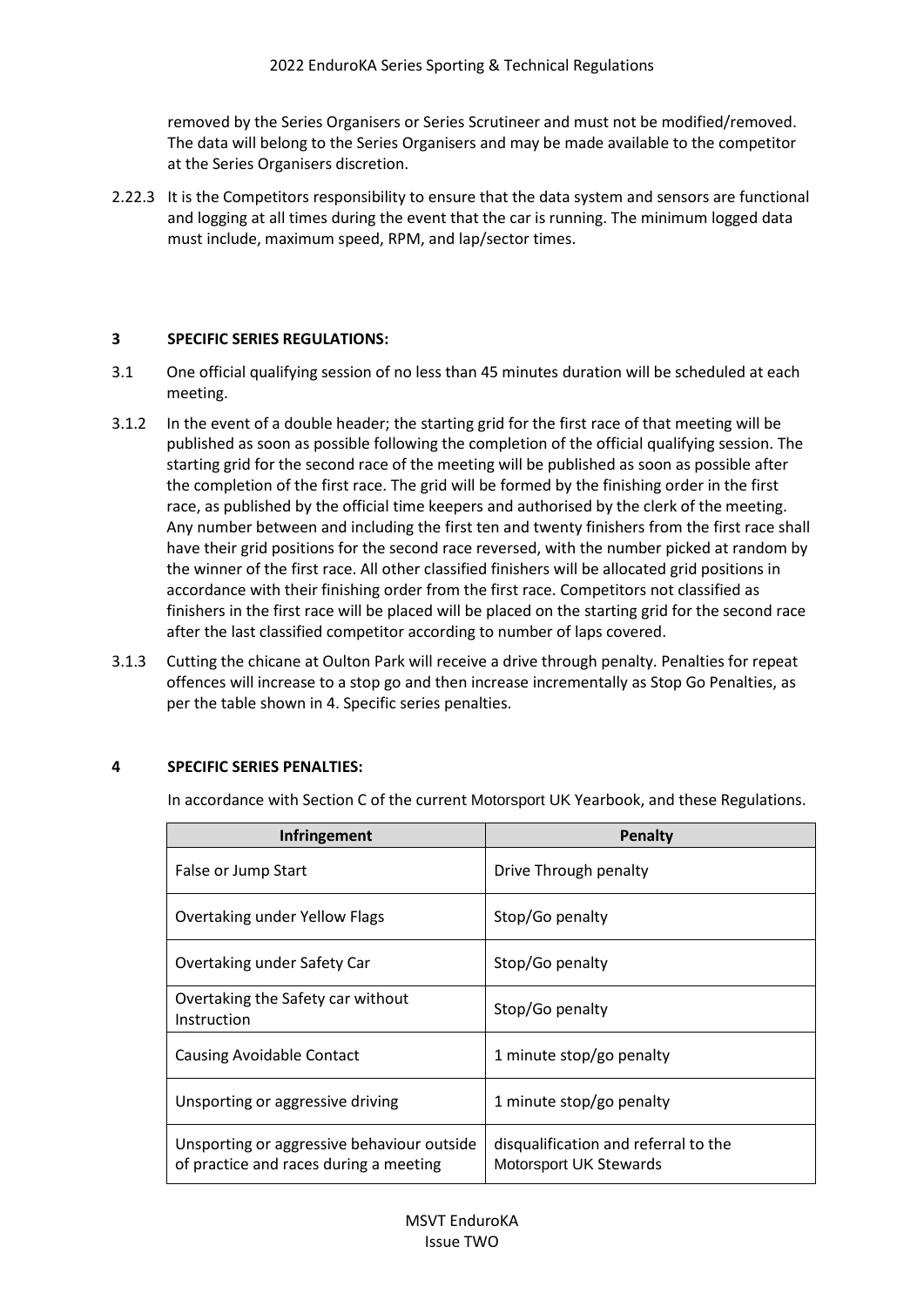removed by the Series Organisers or Series Scrutineer and must not be modified/removed. The data will belong to the Series Organisers and may be made available to the competitor at the Series Organisers discretion.

2.22.3 It is the Competitors responsibility to ensure that the data system and sensors are functional and logging at all times during the event that the car is running. The minimum logged data must include, maximum speed, RPM, and lap/sector times.

## 3 SPECIFIC SERIES REGULATIONS:

3.1 One official qualifying session of no less than 45 minutes duration will be scheduled at each meeting.

3.1.2 In the event of a double header; the starting grid for the first race of that meeting will be published as soon as possible following the completion of the official qualifying session. The starting grid for the second race of the meeting will be published as soon as possible after the completion of the first race. The grid will be formed by the finishing order in the first race, as published by the official time keepers and authorised by the clerk of the meeting. Any number between and including the first ten and twenty finishers from the first race shall have their grid positions for the second race reversed, with the number picked at random by the winner of the first race. All other classified finishers will be allocated grid positions in accordance with their finishing order from the first race. Competitors not classified as finishers in the first race will be placed will be placed on the starting grid for the second race after the last classified competitor according to number of laps covered.

3.1.3 Cutting the chicane at Oulton Park will receive a drive through penalty. Penalties for repeat offences will increase to a stop go and then increase incrementally as Stop Go Penalties, as per the table shown in 4. Specific series penalties.

## 4 SPECIFIC SERIES PENALTIES:

In accordance with Section C of the current Motorsport UK Yearbook, and these Regulations.

| Infringement | Penalty |
|---|---|
| False or Jump Start | Drive Through penalty |
| Overtaking under Yellow Flags | Stop/Go penalty |
| Overtaking under Safety Car | Stop/Go penalty |
| Overtaking the Safety car without Instruction | Stop/Go penalty |
| Causing Avoidable Contact | 1 minute stop/go penalty |
| Unsporting or aggressive driving | 1 minute stop/go penalty |
| Unsporting or aggressive behaviour outside of practice and races during a meeting | disqualification and referral to the Motorsport UK Stewards |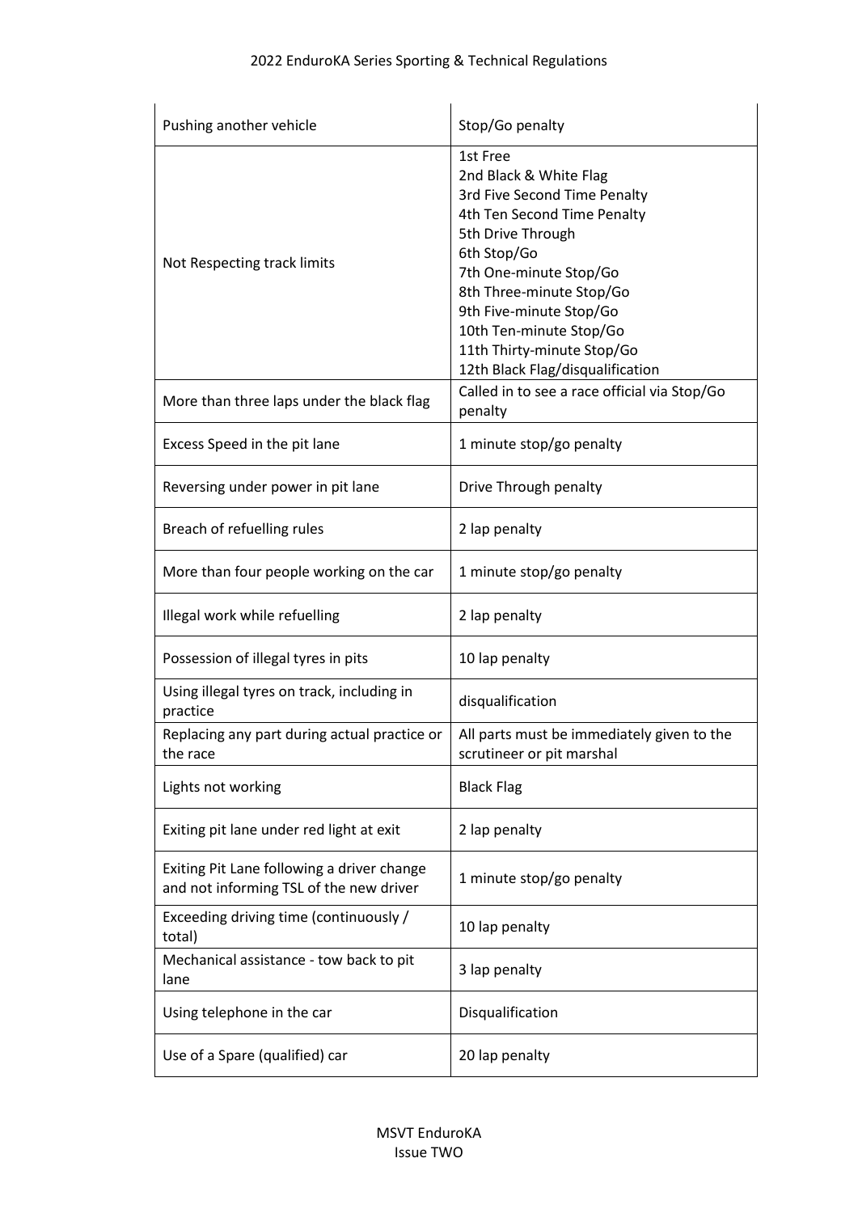| | |
|---|---|
| Pushing another vehicle | Stop/Go penalty |
| Not Respecting track limits | 1st Free<br>2nd Black & White Flag<br>3rd Five Second Time Penalty<br>4th Ten Second Time Penalty<br>5th Drive Through<br>6th Stop/Go<br>7th One-minute Stop/Go<br>8th Three-minute Stop/Go<br>9th Five-minute Stop/Go<br>10th Ten-minute Stop/Go<br>11th Thirty-minute Stop/Go<br>12th Black Flag/disqualification |
| More than three laps under the black flag | Called in to see a race official via Stop/Go penalty |
| Excess Speed in the pit lane | 1 minute stop/go penalty |
| Reversing under power in pit lane | Drive Through penalty |
| Breach of refuelling rules | 2 lap penalty |
| More than four people working on the car | 1 minute stop/go penalty |
| Illegal work while refuelling | 2 lap penalty |
| Possession of illegal tyres in pits | 10 lap penalty |
| Using illegal tyres on track, including in practice | disqualification |
| Replacing any part during actual practice or the race | All parts must be immediately given to the scrutineer or pit marshal |
| Lights not working | Black Flag |
| Exiting pit lane under red light at exit | 2 lap penalty |
| Exiting Pit Lane following a driver change and not informing TSL of the new driver | 1 minute stop/go penalty |
| Exceeding driving time (continuously / total) | 10 lap penalty |
| Mechanical assistance - tow back to pit lane | 3 lap penalty |
| Using telephone in the car | Disqualification |
| Use of a Spare (qualified) car | 20 lap penalty |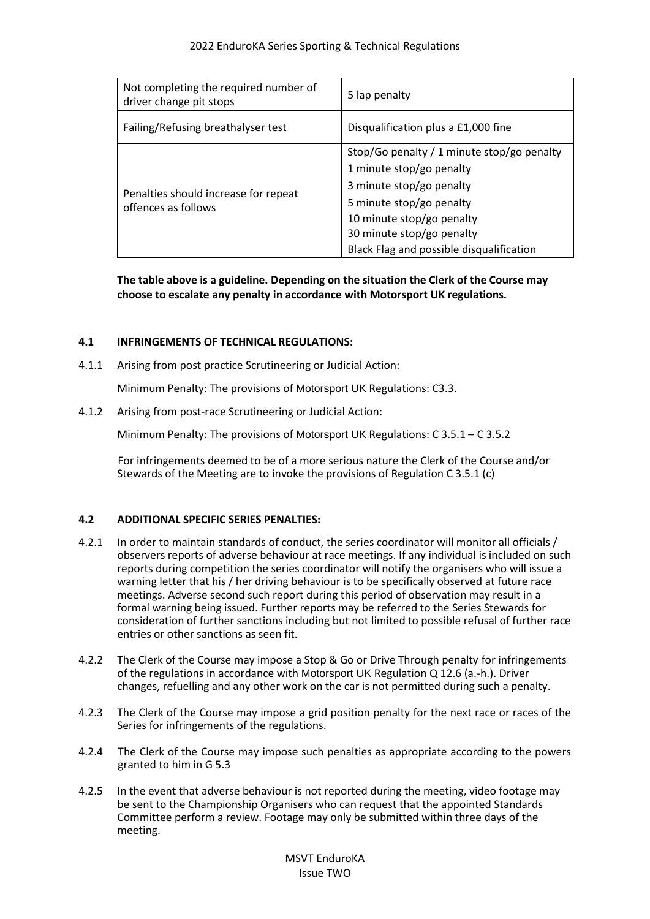| Not completing the required number of driver change pit stops | 5 lap penalty |
|---|---|
| Failing/Refusing breathalyser test | Disqualification plus a £1,000 fine |
| Penalties should increase for repeat offences as follows | Stop/Go penalty / 1 minute stop/go penalty<br>1 minute stop/go penalty<br>3 minute stop/go penalty<br>5 minute stop/go penalty<br>10 minute stop/go penalty<br>30 minute stop/go penalty<br>Black Flag and possible disqualification |

**The table above is a guideline. Depending on the situation the Clerk of the Course may choose to escalate any penalty in accordance with Motorsport UK regulations.**

### 4.1 INFRINGEMENTS OF TECHNICAL REGULATIONS:

4.1.1 Arising from post practice Scrutineering or Judicial Action:

Minimum Penalty: The provisions of Motorsport UK Regulations: C3.3.

4.1.2 Arising from post-race Scrutineering or Judicial Action:

Minimum Penalty: The provisions of Motorsport UK Regulations: C 3.5.1 – C 3.5.2

For infringements deemed to be of a more serious nature the Clerk of the Course and/or Stewards of the Meeting are to invoke the provisions of Regulation C 3.5.1 (c)

### 4.2 ADDITIONAL SPECIFIC SERIES PENALTIES:

4.2.1 In order to maintain standards of conduct, the series coordinator will monitor all officials / observers reports of adverse behaviour at race meetings. If any individual is included on such reports during competition the series coordinator will notify the organisers who will issue a warning letter that his / her driving behaviour is to be specifically observed at future race meetings. Adverse second such report during this period of observation may result in a formal warning being issued. Further reports may be referred to the Series Stewards for consideration of further sanctions including but not limited to possible refusal of further race entries or other sanctions as seen fit.

4.2.2 The Clerk of the Course may impose a Stop & Go or Drive Through penalty for infringements of the regulations in accordance with Motorsport UK Regulation Q 12.6 (a.-h.). Driver changes, refuelling and any other work on the car is not permitted during such a penalty.

4.2.3 The Clerk of the Course may impose a grid position penalty for the next race or races of the Series for infringements of the regulations.

4.2.4 The Clerk of the Course may impose such penalties as appropriate according to the powers granted to him in G 5.3

4.2.5 In the event that adverse behaviour is not reported during the meeting, video footage may be sent to the Championship Organisers who can request that the appointed Standards Committee perform a review. Footage may only be submitted within three days of the meeting.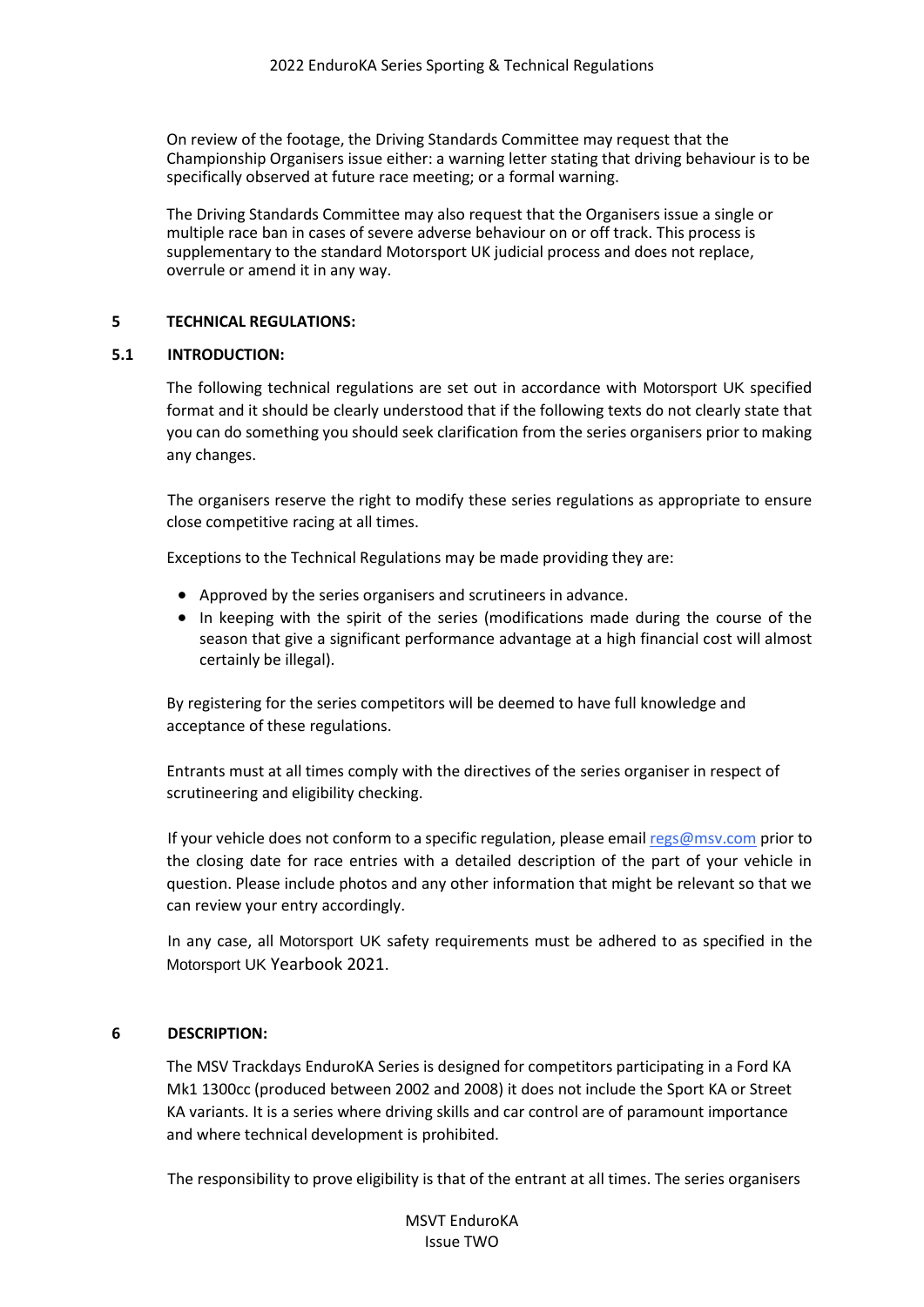On review of the footage, the Driving Standards Committee may request that the Championship Organisers issue either: a warning letter stating that driving behaviour is to be specifically observed at future race meeting; or a formal warning.

The Driving Standards Committee may also request that the Organisers issue a single or multiple race ban in cases of severe adverse behaviour on or off track. This process is supplementary to the standard Motorsport UK judicial process and does not replace, overrule or amend it in any way.

## 5 TECHNICAL REGULATIONS:

### 5.1 INTRODUCTION:

The following technical regulations are set out in accordance with Motorsport UK specified format and it should be clearly understood that if the following texts do not clearly state that you can do something you should seek clarification from the series organisers prior to making any changes.

The organisers reserve the right to modify these series regulations as appropriate to ensure close competitive racing at all times.

Exceptions to the Technical Regulations may be made providing they are:

- Approved by the series organisers and scrutineers in advance.
- In keeping with the spirit of the series (modifications made during the course of the season that give a significant performance advantage at a high financial cost will almost certainly be illegal).

By registering for the series competitors will be deemed to have full knowledge and acceptance of these regulations.

Entrants must at all times comply with the directives of the series organiser in respect of scrutineering and eligibility checking.

If your vehicle does not conform to a specific regulation, please email regs@msv.com prior to the closing date for race entries with a detailed description of the part of your vehicle in question. Please include photos and any other information that might be relevant so that we can review your entry accordingly.

In any case, all Motorsport UK safety requirements must be adhered to as specified in the Motorsport UK Yearbook 2021.

## 6 DESCRIPTION:

The MSV Trackdays EnduroKA Series is designed for competitors participating in a Ford KA Mk1 1300cc (produced between 2002 and 2008) it does not include the Sport KA or Street KA variants. It is a series where driving skills and car control are of paramount importance and where technical development is prohibited.

The responsibility to prove eligibility is that of the entrant at all times. The series organisers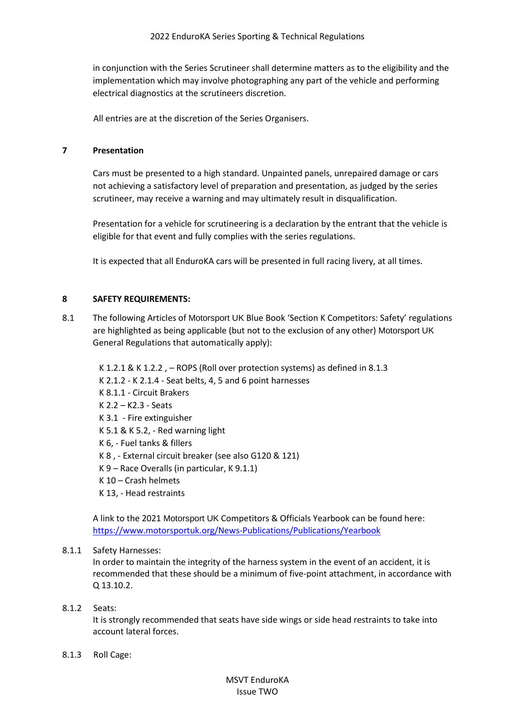in conjunction with the Series Scrutineer shall determine matters as to the eligibility and the implementation which may involve photographing any part of the vehicle and performing electrical diagnostics at the scrutineers discretion.

All entries are at the discretion of the Series Organisers.

## 7 Presentation

Cars must be presented to a high standard. Unpainted panels, unrepaired damage or cars not achieving a satisfactory level of preparation and presentation, as judged by the series scrutineer, may receive a warning and may ultimately result in disqualification.

Presentation for a vehicle for scrutineering is a declaration by the entrant that the vehicle is eligible for that event and fully complies with the series regulations.

It is expected that all EnduroKA cars will be presented in full racing livery, at all times.

## 8 SAFETY REQUIREMENTS:

8.1 The following Articles of Motorsport UK Blue Book 'Section K Competitors: Safety' regulations are highlighted as being applicable (but not to the exclusion of any other) Motorsport UK General Regulations that automatically apply):

K 1.2.1 & K 1.2.2 , – ROPS (Roll over protection systems) as defined in 8.1.3
K 2.1.2 - K 2.1.4 - Seat belts, 4, 5 and 6 point harnesses
K 8.1.1 - Circuit Brakers
K 2.2 – K2.3 - Seats
K 3.1 - Fire extinguisher
K 5.1 & K 5.2, - Red warning light
K 6, - Fuel tanks & fillers
K 8 , - External circuit breaker (see also G120 & 121)
K 9 – Race Overalls (in particular, K 9.1.1)
K 10 – Crash helmets
K 13, - Head restraints

A link to the 2021 Motorsport UK Competitors & Officials Yearbook can be found here: https://www.motorsportuk.org/News-Publications/Publications/Yearbook

8.1.1 Safety Harnesses:
In order to maintain the integrity of the harness system in the event of an accident, it is recommended that these should be a minimum of five-point attachment, in accordance with Q 13.10.2.

8.1.2 Seats:
It is strongly recommended that seats have side wings or side head restraints to take into account lateral forces.

8.1.3 Roll Cage: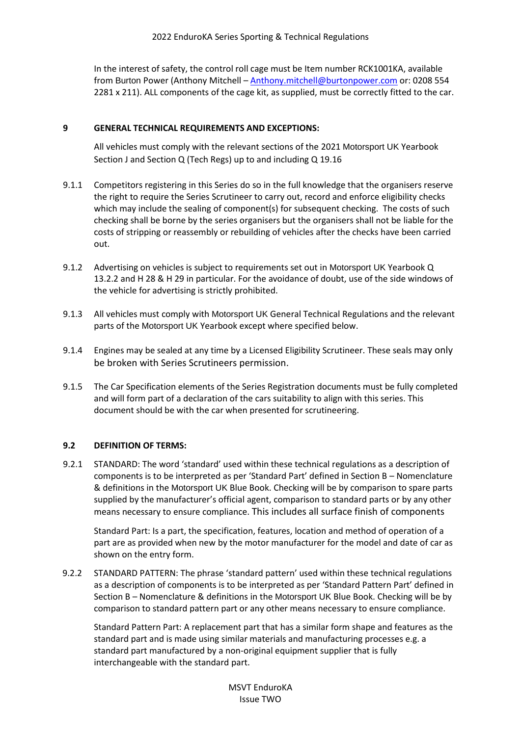In the interest of safety, the control roll cage must be Item number RCK1001KA, available from Burton Power (Anthony Mitchell – Anthony.mitchell@burtonpower.com or: 0208 554 2281 x 211). ALL components of the cage kit, as supplied, must be correctly fitted to the car.

## 9 GENERAL TECHNICAL REQUIREMENTS AND EXCEPTIONS:

All vehicles must comply with the relevant sections of the 2021 Motorsport UK Yearbook Section J and Section Q (Tech Regs) up to and including Q 19.16

9.1.1 Competitors registering in this Series do so in the full knowledge that the organisers reserve the right to require the Series Scrutineer to carry out, record and enforce eligibility checks which may include the sealing of component(s) for subsequent checking. The costs of such checking shall be borne by the series organisers but the organisers shall not be liable for the costs of stripping or reassembly or rebuilding of vehicles after the checks have been carried out.

9.1.2 Advertising on vehicles is subject to requirements set out in Motorsport UK Yearbook Q 13.2.2 and H 28 & H 29 in particular. For the avoidance of doubt, use of the side windows of the vehicle for advertising is strictly prohibited.

9.1.3 All vehicles must comply with Motorsport UK General Technical Regulations and the relevant parts of the Motorsport UK Yearbook except where specified below.

9.1.4 Engines may be sealed at any time by a Licensed Eligibility Scrutineer. These seals may only be broken with Series Scrutineers permission.

9.1.5 The Car Specification elements of the Series Registration documents must be fully completed and will form part of a declaration of the cars suitability to align with this series. This document should be with the car when presented for scrutineering.

### 9.2 DEFINITION OF TERMS:

9.2.1 STANDARD: The word 'standard' used within these technical regulations as a description of components is to be interpreted as per 'Standard Part' defined in Section B – Nomenclature & definitions in the Motorsport UK Blue Book. Checking will be by comparison to spare parts supplied by the manufacturer's official agent, comparison to standard parts or by any other means necessary to ensure compliance. This includes all surface finish of components

Standard Part: Is a part, the specification, features, location and method of operation of a part are as provided when new by the motor manufacturer for the model and date of car as shown on the entry form.

9.2.2 STANDARD PATTERN: The phrase 'standard pattern' used within these technical regulations as a description of components is to be interpreted as per 'Standard Pattern Part' defined in Section B – Nomenclature & definitions in the Motorsport UK Blue Book. Checking will be by comparison to standard pattern part or any other means necessary to ensure compliance.

Standard Pattern Part: A replacement part that has a similar form shape and features as the standard part and is made using similar materials and manufacturing processes e.g. a standard part manufactured by a non-original equipment supplier that is fully interchangeable with the standard part.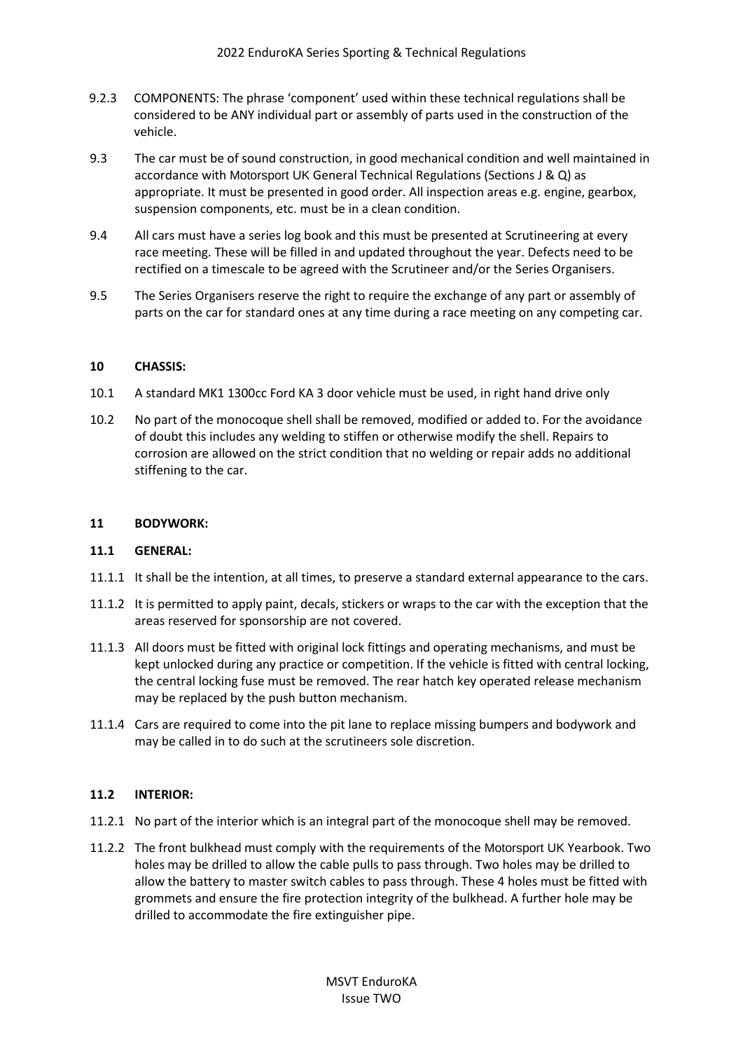9.2.3 COMPONENTS: The phrase 'component' used within these technical regulations shall be considered to be ANY individual part or assembly of parts used in the construction of the vehicle.

9.3 The car must be of sound construction, in good mechanical condition and well maintained in accordance with Motorsport UK General Technical Regulations (Sections J & Q) as appropriate. It must be presented in good order. All inspection areas e.g. engine, gearbox, suspension components, etc. must be in a clean condition.

9.4 All cars must have a series log book and this must be presented at Scrutineering at every race meeting. These will be filled in and updated throughout the year. Defects need to be rectified on a timescale to be agreed with the Scrutineer and/or the Series Organisers.

9.5 The Series Organisers reserve the right to require the exchange of any part or assembly of parts on the car for standard ones at any time during a race meeting on any competing car.

## 10 CHASSIS:

10.1 A standard MK1 1300cc Ford KA 3 door vehicle must be used, in right hand drive only

10.2 No part of the monocoque shell shall be removed, modified or added to. For the avoidance of doubt this includes any welding to stiffen or otherwise modify the shell. Repairs to corrosion are allowed on the strict condition that no welding or repair adds no additional stiffening to the car.

## 11 BODYWORK:

### 11.1 GENERAL:

11.1.1 It shall be the intention, at all times, to preserve a standard external appearance to the cars.

11.1.2 It is permitted to apply paint, decals, stickers or wraps to the car with the exception that the areas reserved for sponsorship are not covered.

11.1.3 All doors must be fitted with original lock fittings and operating mechanisms, and must be kept unlocked during any practice or competition. If the vehicle is fitted with central locking, the central locking fuse must be removed. The rear hatch key operated release mechanism may be replaced by the push button mechanism.

11.1.4 Cars are required to come into the pit lane to replace missing bumpers and bodywork and may be called in to do such at the scrutineers sole discretion.

### 11.2 INTERIOR:

11.2.1 No part of the interior which is an integral part of the monocoque shell may be removed.

11.2.2 The front bulkhead must comply with the requirements of the Motorsport UK Yearbook. Two holes may be drilled to allow the cable pulls to pass through. Two holes may be drilled to allow the battery to master switch cables to pass through. These 4 holes must be fitted with grommets and ensure the fire protection integrity of the bulkhead. A further hole may be drilled to accommodate the fire extinguisher pipe.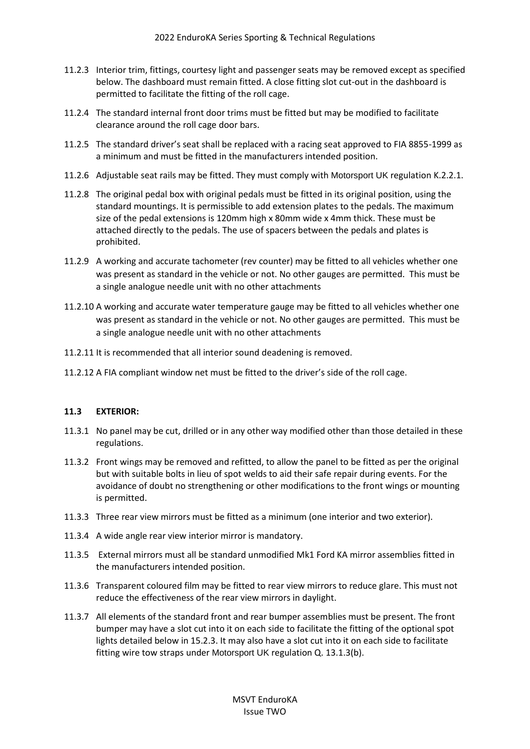11.2.3 Interior trim, fittings, courtesy light and passenger seats may be removed except as specified below. The dashboard must remain fitted. A close fitting slot cut-out in the dashboard is permitted to facilitate the fitting of the roll cage.

11.2.4 The standard internal front door trims must be fitted but may be modified to facilitate clearance around the roll cage door bars.

11.2.5 The standard driver's seat shall be replaced with a racing seat approved to FIA 8855-1999 as a minimum and must be fitted in the manufacturers intended position.

11.2.6 Adjustable seat rails may be fitted. They must comply with Motorsport UK regulation K.2.2.1.

11.2.8 The original pedal box with original pedals must be fitted in its original position, using the standard mountings. It is permissible to add extension plates to the pedals. The maximum size of the pedal extensions is 120mm high x 80mm wide x 4mm thick. These must be attached directly to the pedals. The use of spacers between the pedals and plates is prohibited.

11.2.9 A working and accurate tachometer (rev counter) may be fitted to all vehicles whether one was present as standard in the vehicle or not. No other gauges are permitted. This must be a single analogue needle unit with no other attachments

11.2.10 A working and accurate water temperature gauge may be fitted to all vehicles whether one was present as standard in the vehicle or not. No other gauges are permitted. This must be a single analogue needle unit with no other attachments

11.2.11 It is recommended that all interior sound deadening is removed.

11.2.12 A FIA compliant window net must be fitted to the driver's side of the roll cage.

### 11.3 EXTERIOR:

11.3.1 No panel may be cut, drilled or in any other way modified other than those detailed in these regulations.

11.3.2 Front wings may be removed and refitted, to allow the panel to be fitted as per the original but with suitable bolts in lieu of spot welds to aid their safe repair during events. For the avoidance of doubt no strengthening or other modifications to the front wings or mounting is permitted.

11.3.3 Three rear view mirrors must be fitted as a minimum (one interior and two exterior).

11.3.4 A wide angle rear view interior mirror is mandatory.

11.3.5 External mirrors must all be standard unmodified Mk1 Ford KA mirror assemblies fitted in the manufacturers intended position.

11.3.6 Transparent coloured film may be fitted to rear view mirrors to reduce glare. This must not reduce the effectiveness of the rear view mirrors in daylight.

11.3.7 All elements of the standard front and rear bumper assemblies must be present. The front bumper may have a slot cut into it on each side to facilitate the fitting of the optional spot lights detailed below in 15.2.3. It may also have a slot cut into it on each side to facilitate fitting wire tow straps under Motorsport UK regulation Q. 13.1.3(b).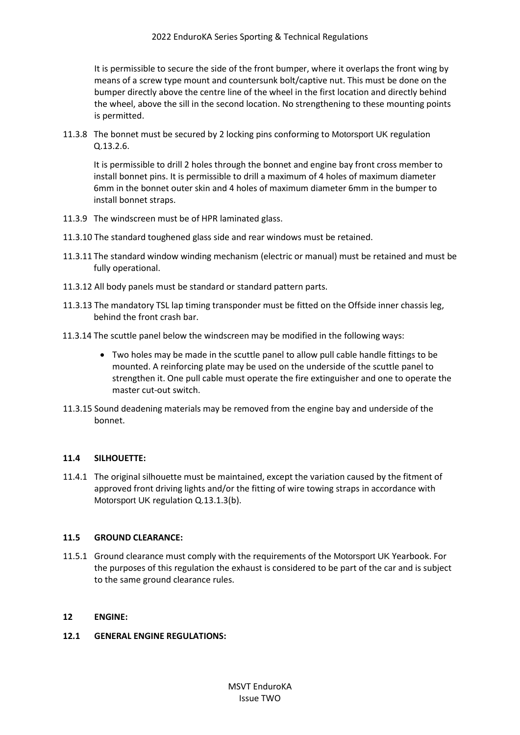It is permissible to secure the side of the front bumper, where it overlaps the front wing by means of a screw type mount and countersunk bolt/captive nut. This must be done on the bumper directly above the centre line of the wheel in the first location and directly behind the wheel, above the sill in the second location. No strengthening to these mounting points is permitted.

11.3.8 The bonnet must be secured by 2 locking pins conforming to Motorsport UK regulation Q.13.2.6.

It is permissible to drill 2 holes through the bonnet and engine bay front cross member to install bonnet pins. It is permissible to drill a maximum of 4 holes of maximum diameter 6mm in the bonnet outer skin and 4 holes of maximum diameter 6mm in the bumper to install bonnet straps.

11.3.9 The windscreen must be of HPR laminated glass.

11.3.10 The standard toughened glass side and rear windows must be retained.

11.3.11 The standard window winding mechanism (electric or manual) must be retained and must be fully operational.

11.3.12 All body panels must be standard or standard pattern parts.

11.3.13 The mandatory TSL lap timing transponder must be fitted on the Offside inner chassis leg, behind the front crash bar.

11.3.14 The scuttle panel below the windscreen may be modified in the following ways:

- Two holes may be made in the scuttle panel to allow pull cable handle fittings to be mounted. A reinforcing plate may be used on the underside of the scuttle panel to strengthen it. One pull cable must operate the fire extinguisher and one to operate the master cut-out switch.

11.3.15 Sound deadening materials may be removed from the engine bay and underside of the bonnet.

### 11.4 SILHOUETTE:

11.4.1 The original silhouette must be maintained, except the variation caused by the fitment of approved front driving lights and/or the fitting of wire towing straps in accordance with Motorsport UK regulation Q.13.1.3(b).

### 11.5 GROUND CLEARANCE:

11.5.1 Ground clearance must comply with the requirements of the Motorsport UK Yearbook. For the purposes of this regulation the exhaust is considered to be part of the car and is subject to the same ground clearance rules.

## 12 ENGINE:

### 12.1 GENERAL ENGINE REGULATIONS: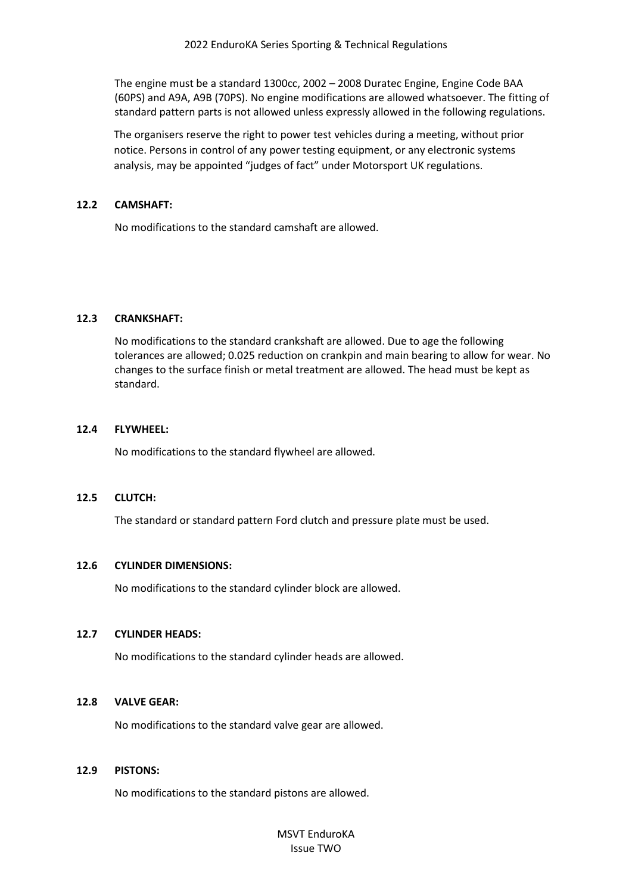The engine must be a standard 1300cc, 2002 – 2008 Duratec Engine, Engine Code BAA (60PS) and A9A, A9B (70PS). No engine modifications are allowed whatsoever. The fitting of standard pattern parts is not allowed unless expressly allowed in the following regulations.

The organisers reserve the right to power test vehicles during a meeting, without prior notice. Persons in control of any power testing equipment, or any electronic systems analysis, may be appointed "judges of fact" under Motorsport UK regulations.

### 12.2 CAMSHAFT:

No modifications to the standard camshaft are allowed.

### 12.3 CRANKSHAFT:

No modifications to the standard crankshaft are allowed. Due to age the following tolerances are allowed; 0.025 reduction on crankpin and main bearing to allow for wear. No changes to the surface finish or metal treatment are allowed. The head must be kept as standard.

### 12.4 FLYWHEEL:

No modifications to the standard flywheel are allowed.

### 12.5 CLUTCH:

The standard or standard pattern Ford clutch and pressure plate must be used.

### 12.6 CYLINDER DIMENSIONS:

No modifications to the standard cylinder block are allowed.

### 12.7 CYLINDER HEADS:

No modifications to the standard cylinder heads are allowed.

### 12.8 VALVE GEAR:

No modifications to the standard valve gear are allowed.

### 12.9 PISTONS:

No modifications to the standard pistons are allowed.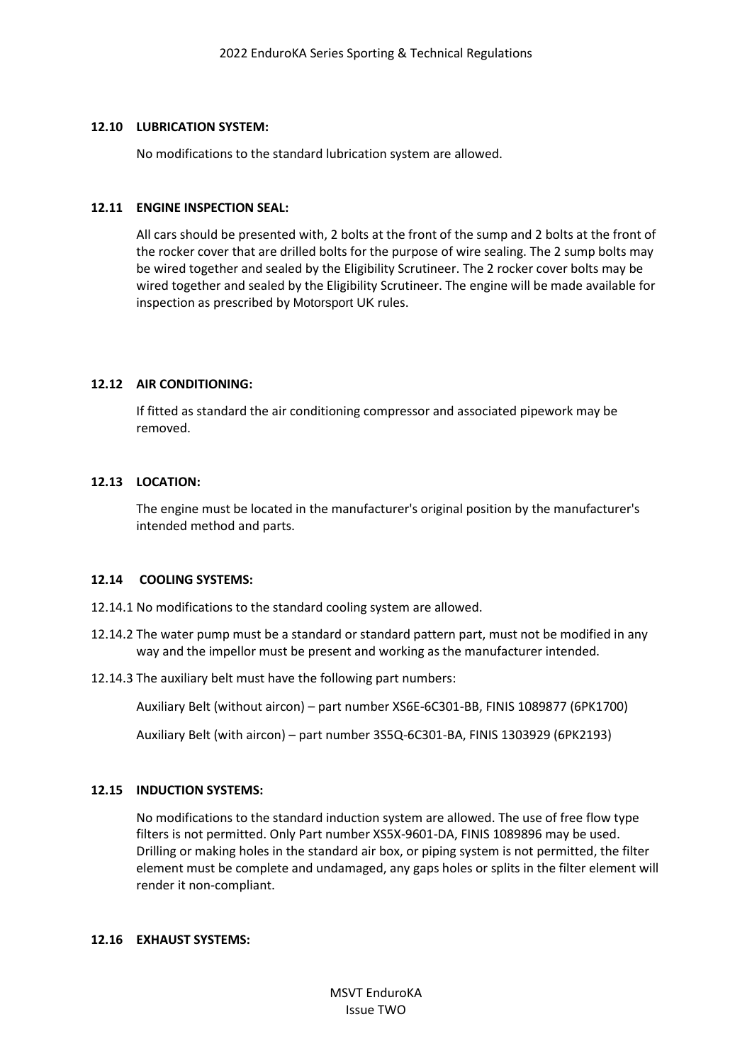### 12.10 LUBRICATION SYSTEM:

No modifications to the standard lubrication system are allowed.

### 12.11 ENGINE INSPECTION SEAL:

All cars should be presented with, 2 bolts at the front of the sump and 2 bolts at the front of the rocker cover that are drilled bolts for the purpose of wire sealing. The 2 sump bolts may be wired together and sealed by the Eligibility Scrutineer. The 2 rocker cover bolts may be wired together and sealed by the Eligibility Scrutineer. The engine will be made available for inspection as prescribed by Motorsport UK rules.

### 12.12 AIR CONDITIONING:

If fitted as standard the air conditioning compressor and associated pipework may be removed.

### 12.13 LOCATION:

The engine must be located in the manufacturer's original position by the manufacturer's intended method and parts.

### 12.14 COOLING SYSTEMS:

12.14.1 No modifications to the standard cooling system are allowed.

12.14.2 The water pump must be a standard or standard pattern part, must not be modified in any way and the impellor must be present and working as the manufacturer intended.

12.14.3 The auxiliary belt must have the following part numbers:

Auxiliary Belt (without aircon) – part number XS6E-6C301-BB, FINIS 1089877 (6PK1700)

Auxiliary Belt (with aircon) – part number 3S5Q-6C301-BA, FINIS 1303929 (6PK2193)

### 12.15 INDUCTION SYSTEMS:

No modifications to the standard induction system are allowed. The use of free flow type filters is not permitted. Only Part number XS5X-9601-DA, FINIS 1089896 may be used. Drilling or making holes in the standard air box, or piping system is not permitted, the filter element must be complete and undamaged, any gaps holes or splits in the filter element will render it non-compliant.

### 12.16 EXHAUST SYSTEMS: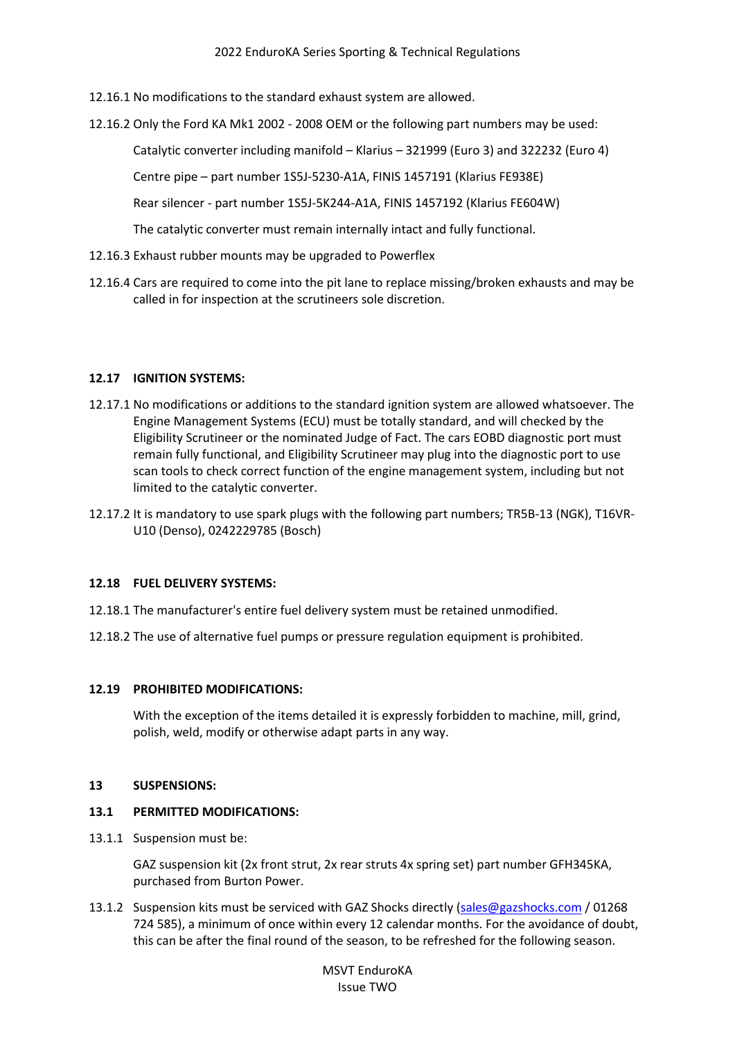12.16.1 No modifications to the standard exhaust system are allowed.

12.16.2 Only the Ford KA Mk1 2002 - 2008 OEM or the following part numbers may be used:

Catalytic converter including manifold – Klarius – 321999 (Euro 3) and 322232 (Euro 4)

Centre pipe – part number 1S5J-5230-A1A, FINIS 1457191 (Klarius FE938E)

Rear silencer - part number 1S5J-5K244-A1A, FINIS 1457192 (Klarius FE604W)

The catalytic converter must remain internally intact and fully functional.

12.16.3 Exhaust rubber mounts may be upgraded to Powerflex

12.16.4 Cars are required to come into the pit lane to replace missing/broken exhausts and may be called in for inspection at the scrutineers sole discretion.

### 12.17 IGNITION SYSTEMS:

12.17.1 No modifications or additions to the standard ignition system are allowed whatsoever. The Engine Management Systems (ECU) must be totally standard, and will checked by the Eligibility Scrutineer or the nominated Judge of Fact. The cars EOBD diagnostic port must remain fully functional, and Eligibility Scrutineer may plug into the diagnostic port to use scan tools to check correct function of the engine management system, including but not limited to the catalytic converter.

12.17.2 It is mandatory to use spark plugs with the following part numbers; TR5B-13 (NGK), T16VR-U10 (Denso), 0242229785 (Bosch)

### 12.18 FUEL DELIVERY SYSTEMS:

12.18.1 The manufacturer's entire fuel delivery system must be retained unmodified.

12.18.2 The use of alternative fuel pumps or pressure regulation equipment is prohibited.

### 12.19 PROHIBITED MODIFICATIONS:

With the exception of the items detailed it is expressly forbidden to machine, mill, grind, polish, weld, modify or otherwise adapt parts in any way.

## 13 SUSPENSIONS:

### 13.1 PERMITTED MODIFICATIONS:

13.1.1 Suspension must be:

GAZ suspension kit (2x front strut, 2x rear struts 4x spring set) part number GFH345KA, purchased from Burton Power.

13.1.2 Suspension kits must be serviced with GAZ Shocks directly (sales@gazshocks.com / 01268 724 585), a minimum of once within every 12 calendar months. For the avoidance of doubt, this can be after the final round of the season, to be refreshed for the following season.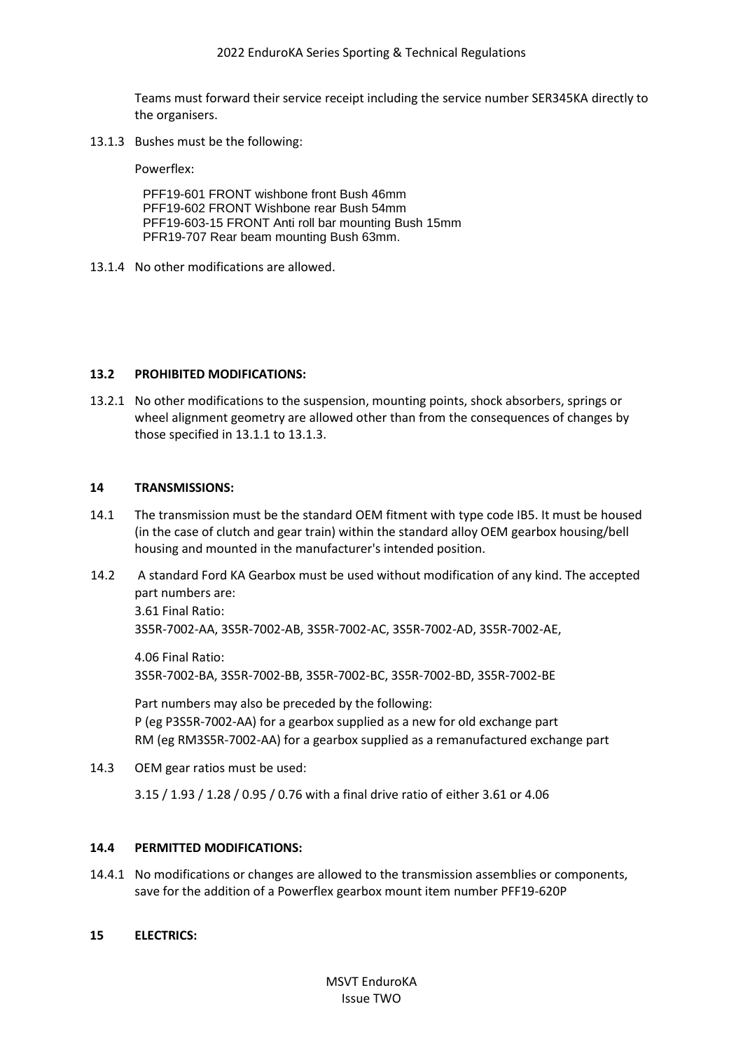Teams must forward their service receipt including the service number SER345KA directly to the organisers.

13.1.3 Bushes must be the following:

Powerflex:

PFF19-601 FRONT wishbone front Bush 46mm
PFF19-602 FRONT Wishbone rear Bush 54mm
PFF19-603-15 FRONT Anti roll bar mounting Bush 15mm
PFR19-707 Rear beam mounting Bush 63mm.

13.1.4 No other modifications are allowed.

**13.2 PROHIBITED MODIFICATIONS:**

13.2.1 No other modifications to the suspension, mounting points, shock absorbers, springs or wheel alignment geometry are allowed other than from the consequences of changes by those specified in 13.1.1 to 13.1.3.

## 14 TRANSMISSIONS:

14.1 The transmission must be the standard OEM fitment with type code IB5. It must be housed (in the case of clutch and gear train) within the standard alloy OEM gearbox housing/bell housing and mounted in the manufacturer's intended position.

14.2 A standard Ford KA Gearbox must be used without modification of any kind. The accepted part numbers are:
3.61 Final Ratio:
3S5R-7002-AA, 3S5R-7002-AB, 3S5R-7002-AC, 3S5R-7002-AD, 3S5R-7002-AE,

4.06 Final Ratio:
3S5R-7002-BA, 3S5R-7002-BB, 3S5R-7002-BC, 3S5R-7002-BD, 3S5R-7002-BE

Part numbers may also be preceded by the following:
P (eg P3S5R-7002-AA) for a gearbox supplied as a new for old exchange part
RM (eg RM3S5R-7002-AA) for a gearbox supplied as a remanufactured exchange part

14.3 OEM gear ratios must be used:

3.15 / 1.93 / 1.28 / 0.95 / 0.76 with a final drive ratio of either 3.61 or 4.06

**14.4 PERMITTED MODIFICATIONS:**

14.4.1 No modifications or changes are allowed to the transmission assemblies or components, save for the addition of a Powerflex gearbox mount item number PFF19-620P

## 15 ELECTRICS: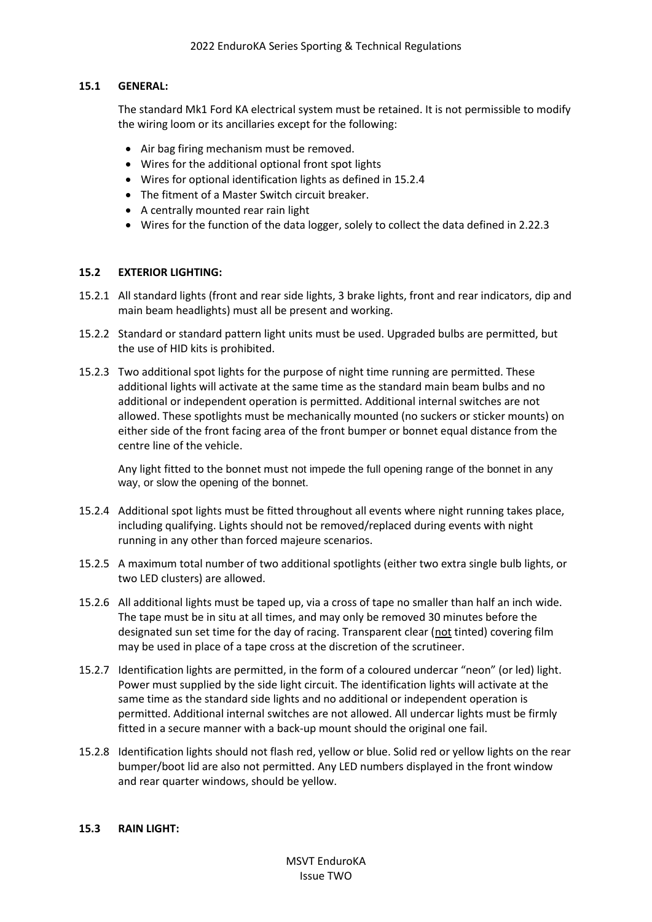### 15.1 GENERAL:

The standard Mk1 Ford KA electrical system must be retained. It is not permissible to modify the wiring loom or its ancillaries except for the following:

- Air bag firing mechanism must be removed.
- Wires for the additional optional front spot lights
- Wires for optional identification lights as defined in 15.2.4
- The fitment of a Master Switch circuit breaker.
- A centrally mounted rear rain light
- Wires for the function of the data logger, solely to collect the data defined in 2.22.3

### 15.2 EXTERIOR LIGHTING:

15.2.1 All standard lights (front and rear side lights, 3 brake lights, front and rear indicators, dip and main beam headlights) must all be present and working.

15.2.2 Standard or standard pattern light units must be used. Upgraded bulbs are permitted, but the use of HID kits is prohibited.

15.2.3 Two additional spot lights for the purpose of night time running are permitted. These additional lights will activate at the same time as the standard main beam bulbs and no additional or independent operation is permitted. Additional internal switches are not allowed. These spotlights must be mechanically mounted (no suckers or sticker mounts) on either side of the front facing area of the front bumper or bonnet equal distance from the centre line of the vehicle.

Any light fitted to the bonnet must not impede the full opening range of the bonnet in any way, or slow the opening of the bonnet.

15.2.4 Additional spot lights must be fitted throughout all events where night running takes place, including qualifying. Lights should not be removed/replaced during events with night running in any other than forced majeure scenarios.

15.2.5 A maximum total number of two additional spotlights (either two extra single bulb lights, or two LED clusters) are allowed.

15.2.6 All additional lights must be taped up, via a cross of tape no smaller than half an inch wide. The tape must be in situ at all times, and may only be removed 30 minutes before the designated sun set time for the day of racing. Transparent clear (<u>not</u> tinted) covering film may be used in place of a tape cross at the discretion of the scrutineer.

15.2.7 Identification lights are permitted, in the form of a coloured undercar "neon" (or led) light. Power must supplied by the side light circuit. The identification lights will activate at the same time as the standard side lights and no additional or independent operation is permitted. Additional internal switches are not allowed. All undercar lights must be firmly fitted in a secure manner with a back-up mount should the original one fail.

15.2.8 Identification lights should not flash red, yellow or blue. Solid red or yellow lights on the rear bumper/boot lid are also not permitted. Any LED numbers displayed in the front window and rear quarter windows, should be yellow.

### 15.3 RAIN LIGHT: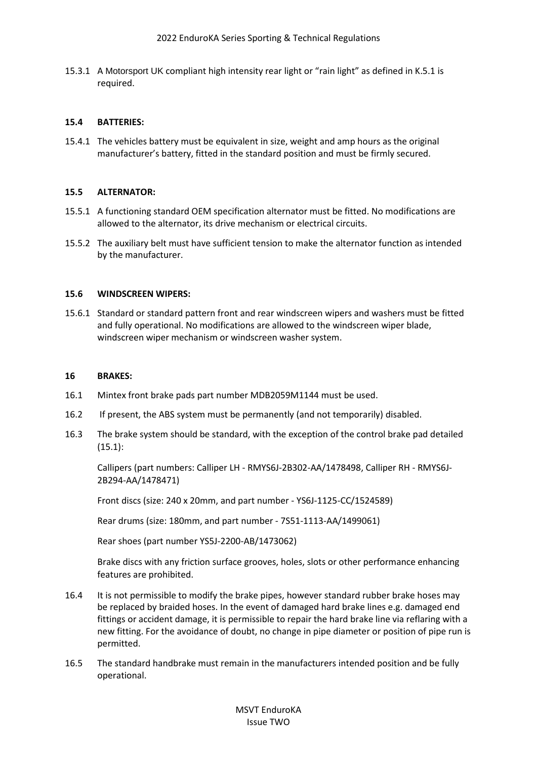15.3.1 A Motorsport UK compliant high intensity rear light or "rain light" as defined in K.5.1 is required.

### 15.4 BATTERIES:

15.4.1 The vehicles battery must be equivalent in size, weight and amp hours as the original manufacturer's battery, fitted in the standard position and must be firmly secured.

### 15.5 ALTERNATOR:

15.5.1 A functioning standard OEM specification alternator must be fitted. No modifications are allowed to the alternator, its drive mechanism or electrical circuits.

15.5.2 The auxiliary belt must have sufficient tension to make the alternator function as intended by the manufacturer.

### 15.6 WINDSCREEN WIPERS:

15.6.1 Standard or standard pattern front and rear windscreen wipers and washers must be fitted and fully operational. No modifications are allowed to the windscreen wiper blade, windscreen wiper mechanism or windscreen washer system.

## 16 BRAKES:

16.1 Mintex front brake pads part number MDB2059M1144 must be used.

16.2 If present, the ABS system must be permanently (and not temporarily) disabled.

16.3 The brake system should be standard, with the exception of the control brake pad detailed (15.1):

Callipers (part numbers: Calliper LH - RMYS6J-2B302-AA/1478498, Calliper RH - RMYS6J-2B294-AA/1478471)

Front discs (size: 240 x 20mm, and part number - YS6J-1125-CC/1524589)

Rear drums (size: 180mm, and part number - 7S51-1113-AA/1499061)

Rear shoes (part number YS5J-2200-AB/1473062)

Brake discs with any friction surface grooves, holes, slots or other performance enhancing features are prohibited.

16.4 It is not permissible to modify the brake pipes, however standard rubber brake hoses may be replaced by braided hoses. In the event of damaged hard brake lines e.g. damaged end fittings or accident damage, it is permissible to repair the hard brake line via reflaring with a new fitting. For the avoidance of doubt, no change in pipe diameter or position of pipe run is permitted.

16.5 The standard handbrake must remain in the manufacturers intended position and be fully operational.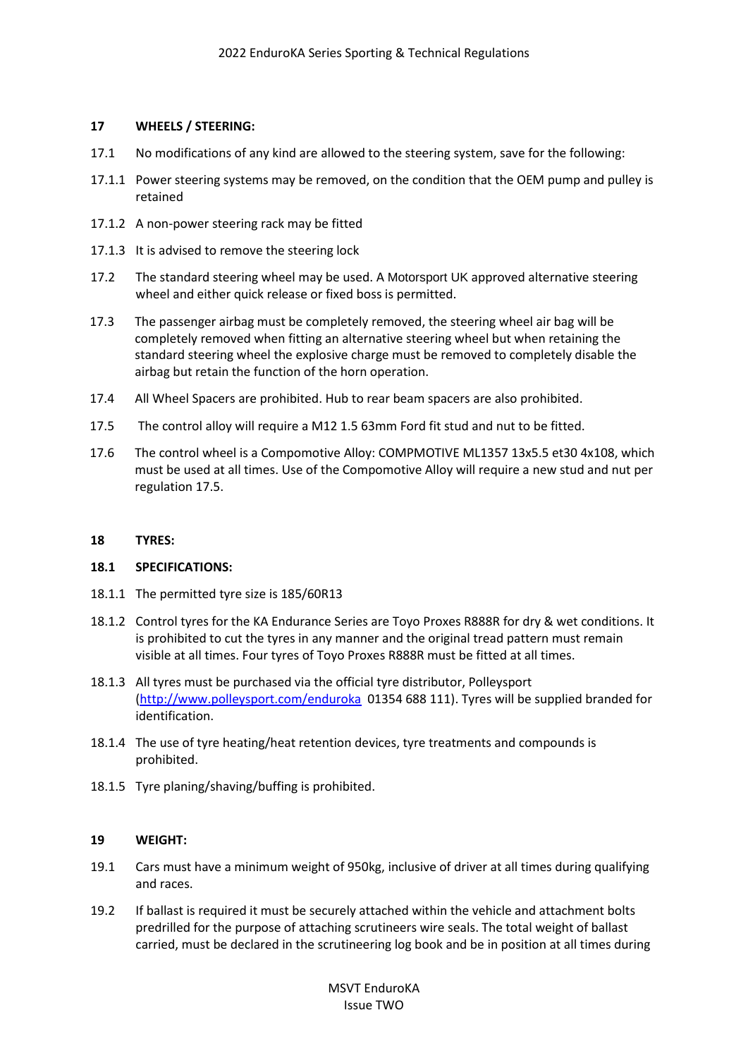## 17 WHEELS / STEERING:

17.1 No modifications of any kind are allowed to the steering system, save for the following:

17.1.1 Power steering systems may be removed, on the condition that the OEM pump and pulley is retained

17.1.2 A non-power steering rack may be fitted

17.1.3 It is advised to remove the steering lock

17.2 The standard steering wheel may be used. A Motorsport UK approved alternative steering wheel and either quick release or fixed boss is permitted.

17.3 The passenger airbag must be completely removed, the steering wheel air bag will be completely removed when fitting an alternative steering wheel but when retaining the standard steering wheel the explosive charge must be removed to completely disable the airbag but retain the function of the horn operation.

17.4 All Wheel Spacers are prohibited. Hub to rear beam spacers are also prohibited.

17.5 The control alloy will require a M12 1.5 63mm Ford fit stud and nut to be fitted.

17.6 The control wheel is a Compomotive Alloy: COMPMOTIVE ML1357 13x5.5 et30 4x108, which must be used at all times. Use of the Compomotive Alloy will require a new stud and nut per regulation 17.5.

## 18 TYRES:

### 18.1 SPECIFICATIONS:

18.1.1 The permitted tyre size is 185/60R13

18.1.2 Control tyres for the KA Endurance Series are Toyo Proxes R888R for dry & wet conditions. It is prohibited to cut the tyres in any manner and the original tread pattern must remain visible at all times. Four tyres of Toyo Proxes R888R must be fitted at all times.

18.1.3 All tyres must be purchased via the official tyre distributor, Polleysport (http://www.polleysport.com/enduroka 01354 688 111). Tyres will be supplied branded for identification.

18.1.4 The use of tyre heating/heat retention devices, tyre treatments and compounds is prohibited.

18.1.5 Tyre planing/shaving/buffing is prohibited.

## 19 WEIGHT:

19.1 Cars must have a minimum weight of 950kg, inclusive of driver at all times during qualifying and races.

19.2 If ballast is required it must be securely attached within the vehicle and attachment bolts predrilled for the purpose of attaching scrutineers wire seals. The total weight of ballast carried, must be declared in the scrutineering log book and be in position at all times during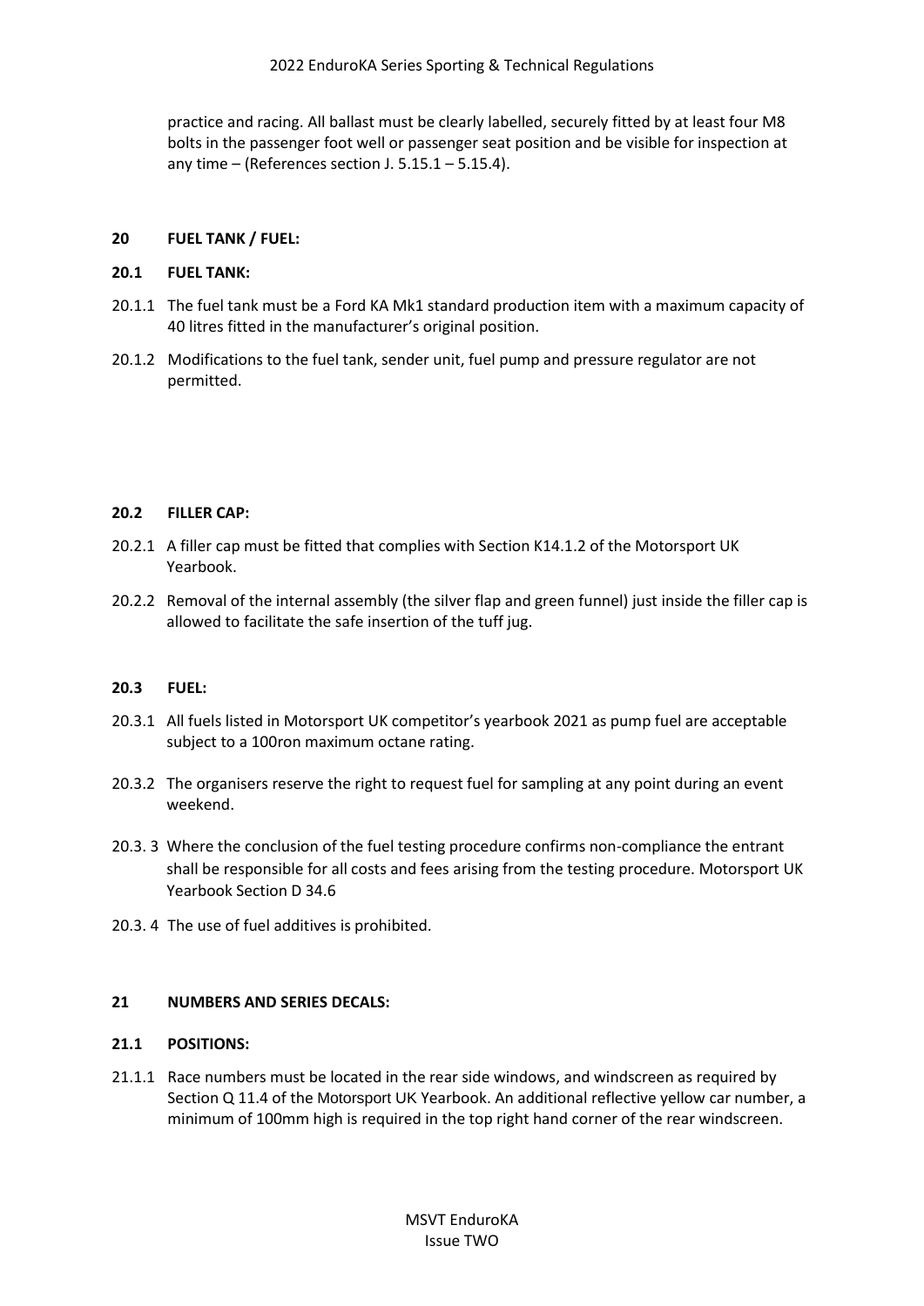practice and racing. All ballast must be clearly labelled, securely fitted by at least four M8 bolts in the passenger foot well or passenger seat position and be visible for inspection at any time – (References section J. 5.15.1 – 5.15.4).

## 20 FUEL TANK / FUEL:

### 20.1 FUEL TANK:

20.1.1 The fuel tank must be a Ford KA Mk1 standard production item with a maximum capacity of 40 litres fitted in the manufacturer's original position.

20.1.2 Modifications to the fuel tank, sender unit, fuel pump and pressure regulator are not permitted.

### 20.2 FILLER CAP:

20.2.1 A filler cap must be fitted that complies with Section K14.1.2 of the Motorsport UK Yearbook.

20.2.2 Removal of the internal assembly (the silver flap and green funnel) just inside the filler cap is allowed to facilitate the safe insertion of the tuff jug.

### 20.3 FUEL:

20.3.1 All fuels listed in Motorsport UK competitor's yearbook 2021 as pump fuel are acceptable subject to a 100ron maximum octane rating.

20.3.2 The organisers reserve the right to request fuel for sampling at any point during an event weekend.

20.3. 3 Where the conclusion of the fuel testing procedure confirms non-compliance the entrant shall be responsible for all costs and fees arising from the testing procedure. Motorsport UK Yearbook Section D 34.6

20.3. 4 The use of fuel additives is prohibited.

## 21 NUMBERS AND SERIES DECALS:

### 21.1 POSITIONS:

21.1.1 Race numbers must be located in the rear side windows, and windscreen as required by Section Q 11.4 of the Motorsport UK Yearbook. An additional reflective yellow car number, a minimum of 100mm high is required in the top right hand corner of the rear windscreen.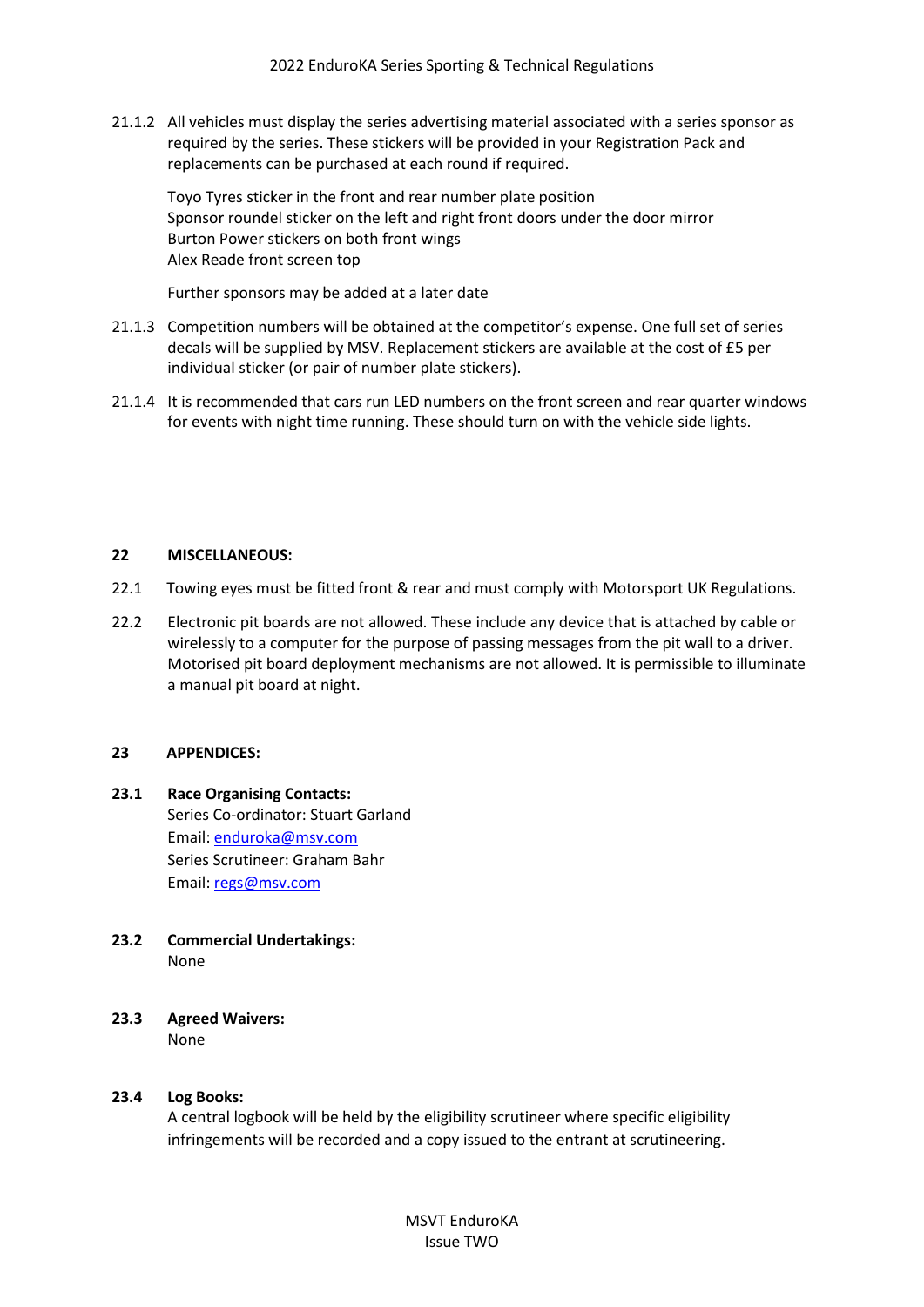21.1.2 All vehicles must display the series advertising material associated with a series sponsor as required by the series. These stickers will be provided in your Registration Pack and replacements can be purchased at each round if required.

Toyo Tyres sticker in the front and rear number plate position
Sponsor roundel sticker on the left and right front doors under the door mirror
Burton Power stickers on both front wings
Alex Reade front screen top

Further sponsors may be added at a later date

21.1.3 Competition numbers will be obtained at the competitor's expense. One full set of series decals will be supplied by MSV. Replacement stickers are available at the cost of £5 per individual sticker (or pair of number plate stickers).

21.1.4 It is recommended that cars run LED numbers on the front screen and rear quarter windows for events with night time running. These should turn on with the vehicle side lights.

## 22 MISCELLANEOUS:

22.1 Towing eyes must be fitted front & rear and must comply with Motorsport UK Regulations.

22.2 Electronic pit boards are not allowed. These include any device that is attached by cable or wirelessly to a computer for the purpose of passing messages from the pit wall to a driver. Motorised pit board deployment mechanisms are not allowed. It is permissible to illuminate a manual pit board at night.

## 23 APPENDICES:

**23.1 Race Organising Contacts:**
Series Co-ordinator: Stuart Garland
Email: enduroka@msv.com
Series Scrutineer: Graham Bahr
Email: regs@msv.com

**23.2 Commercial Undertakings:**
None

**23.3 Agreed Waivers:**
None

**23.4 Log Books:**
A central logbook will be held by the eligibility scrutineer where specific eligibility infringements will be recorded and a copy issued to the entrant at scrutineering.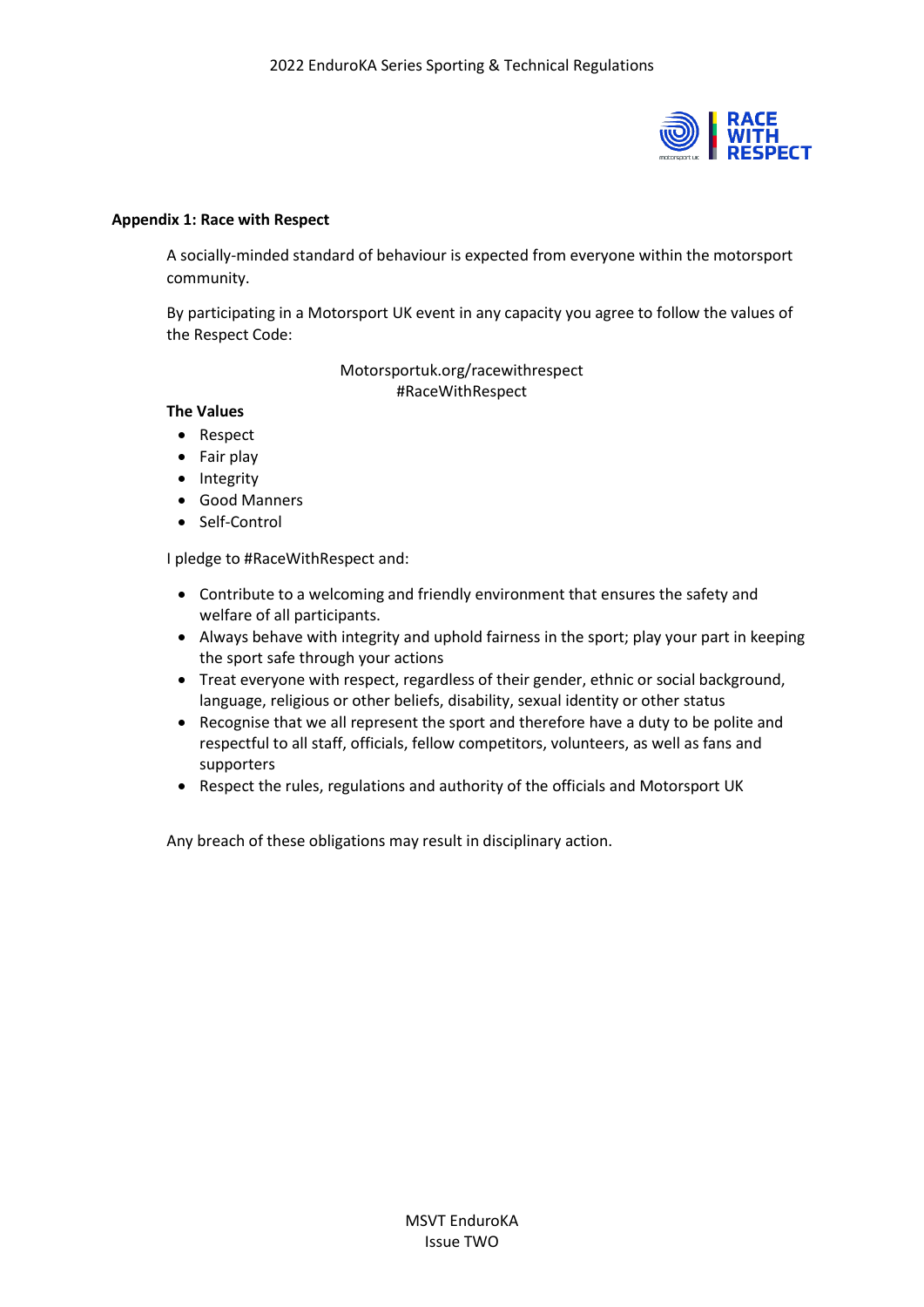**Appendix 1: Race with Respect**

A socially-minded standard of behaviour is expected from everyone within the motorsport community.

By participating in a Motorsport UK event in any capacity you agree to follow the values of the Respect Code:

Motorsportuk.org/racewithrespect
#RaceWithRespect

**The Values**

- Respect
- Fair play
- Integrity
- Good Manners
- Self-Control

I pledge to #RaceWithRespect and:

- Contribute to a welcoming and friendly environment that ensures the safety and welfare of all participants.
- Always behave with integrity and uphold fairness in the sport; play your part in keeping the sport safe through your actions
- Treat everyone with respect, regardless of their gender, ethnic or social background, language, religious or other beliefs, disability, sexual identity or other status
- Recognise that we all represent the sport and therefore have a duty to be polite and respectful to all staff, officials, fellow competitors, volunteers, as well as fans and supporters
- Respect the rules, regulations and authority of the officials and Motorsport UK

Any breach of these obligations may result in disciplinary action.